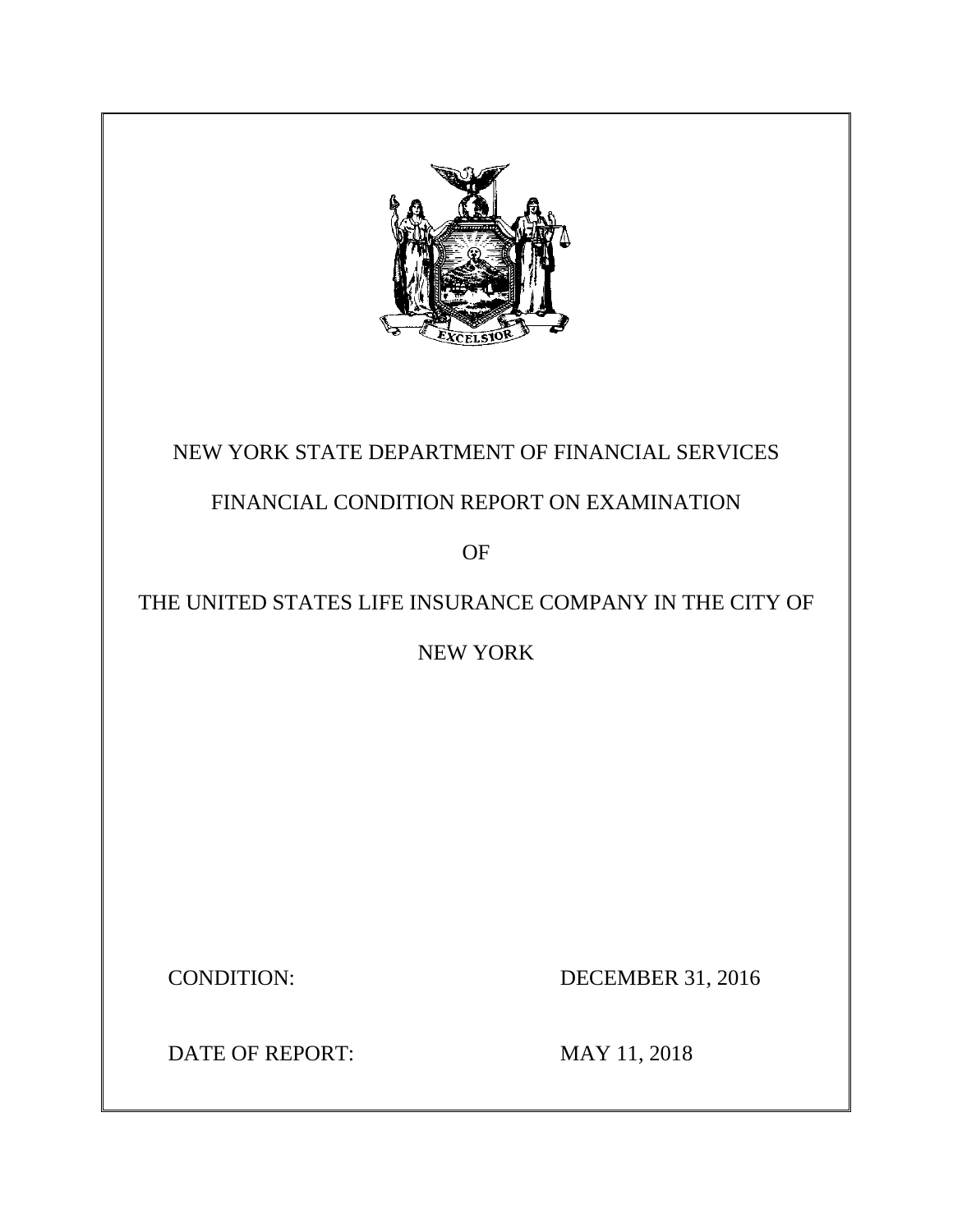NEW YORK STATE DEPARTMENT OF FINANCIAL SERVICES

FINANCIAL CONDITION REPORT ON EXAMINATION

OF

THE UNITED STATES LIFE INSURANCE COMPANY IN THE CITY OF NEW YORK

CONDITION: DECEMBER 31, 2016

DATE OF REPORT: MAY 11, 2018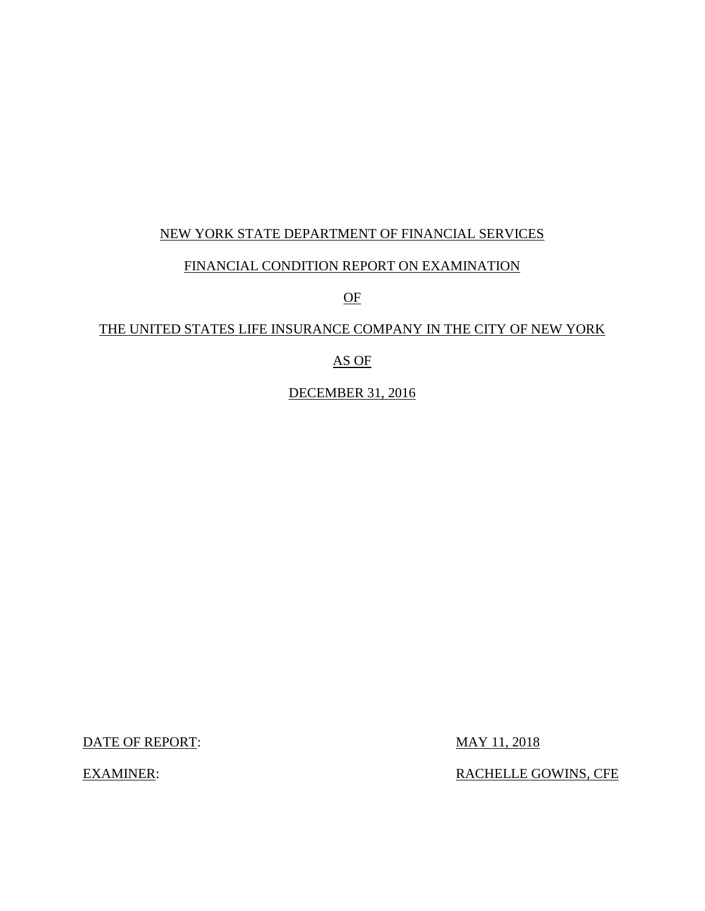NEW YORK STATE DEPARTMENT OF FINANCIAL SERVICES

FINANCIAL CONDITION REPORT ON EXAMINATION

OF

THE UNITED STATES LIFE INSURANCE COMPANY IN THE CITY OF NEW YORK

AS OF

DECEMBER 31, 2016

DATE OF REPORT: MAY 11, 2018

EXAMINER: RACHELLE GOWINS, CFE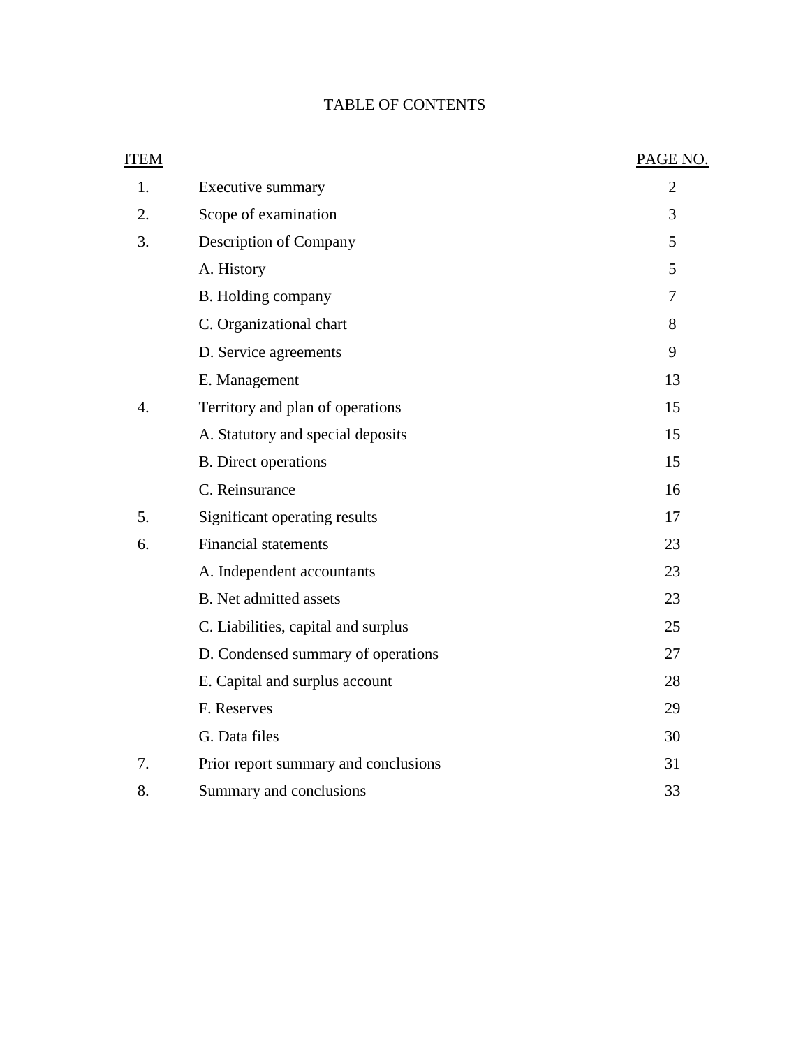# TABLE OF CONTENTS

| ITEM | | PAGE NO. |
|---|---|---|
| 1. | Executive summary | 2 |
| 2. | Scope of examination | 3 |
| 3. | Description of Company | 5 |
| | A. History | 5 |
| | B. Holding company | 7 |
| | C. Organizational chart | 8 |
| | D. Service agreements | 9 |
| | E. Management | 13 |
| 4. | Territory and plan of operations | 15 |
| | A. Statutory and special deposits | 15 |
| | B. Direct operations | 15 |
| | C. Reinsurance | 16 |
| 5. | Significant operating results | 17 |
| 6. | Financial statements | 23 |
| | A. Independent accountants | 23 |
| | B. Net admitted assets | 23 |
| | C. Liabilities, capital and surplus | 25 |
| | D. Condensed summary of operations | 27 |
| | E. Capital and surplus account | 28 |
| | F. Reserves | 29 |
| | G. Data files | 30 |
| 7. | Prior report summary and conclusions | 31 |
| 8. | Summary and conclusions | 33 |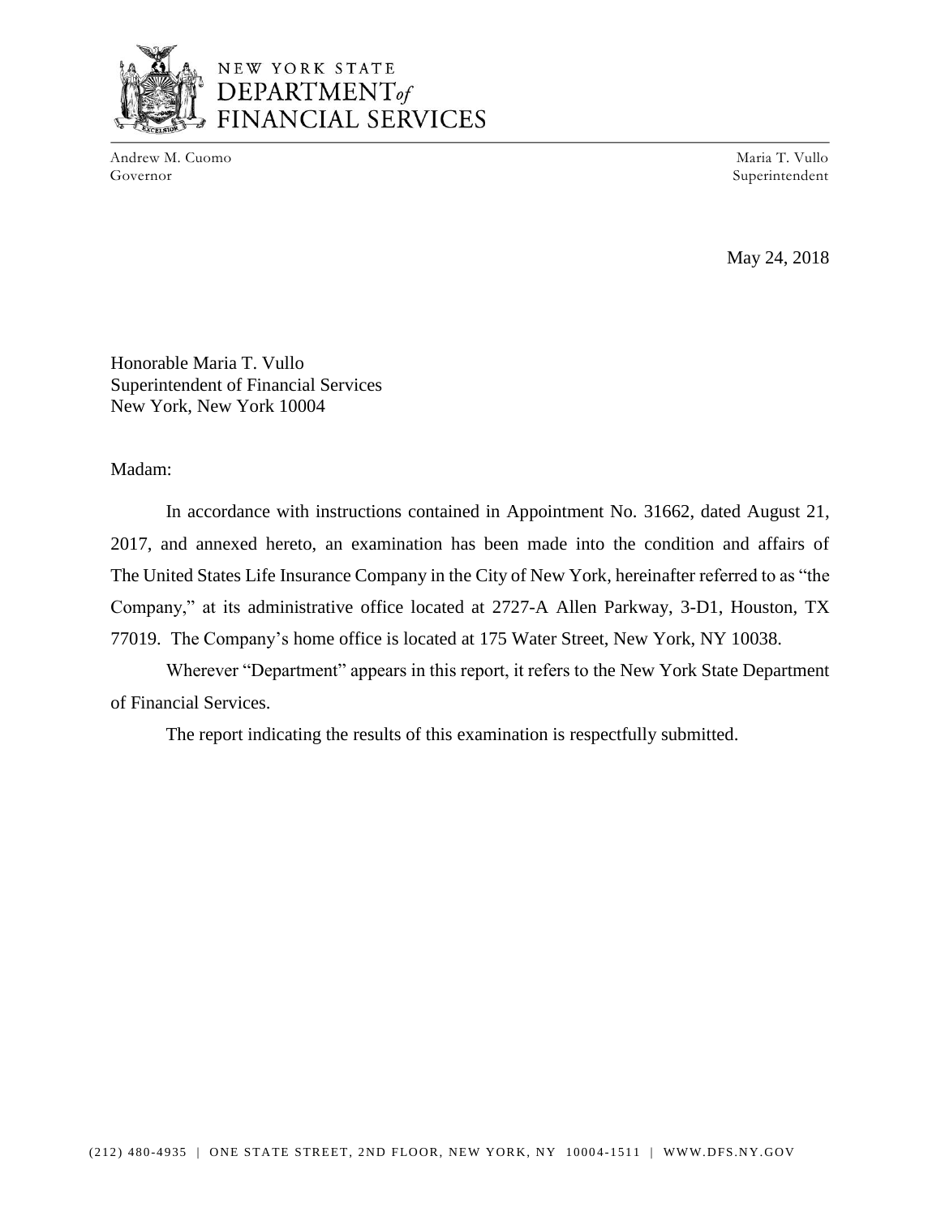NEW YORK STATE
DEPARTMENT *of*
FINANCIAL SERVICES

Andrew M. Cuomo
Governor

Maria T. Vullo
Superintendent

May 24, 2018

Honorable Maria T. Vullo
Superintendent of Financial Services
New York, New York 10004

Madam:

In accordance with instructions contained in Appointment No. 31662, dated August 21, 2017, and annexed hereto, an examination has been made into the condition and affairs of The United States Life Insurance Company in the City of New York, hereinafter referred to as "the Company," at its administrative office located at 2727-A Allen Parkway, 3-D1, Houston, TX 77019. The Company's home office is located at 175 Water Street, New York, NY 10038.

Wherever "Department" appears in this report, it refers to the New York State Department of Financial Services.

The report indicating the results of this examination is respectfully submitted.

(212) 480-4935 | ONE STATE STREET, 2ND FLOOR, NEW YORK, NY 10004-1511 | WWW.DFS.NY.GOV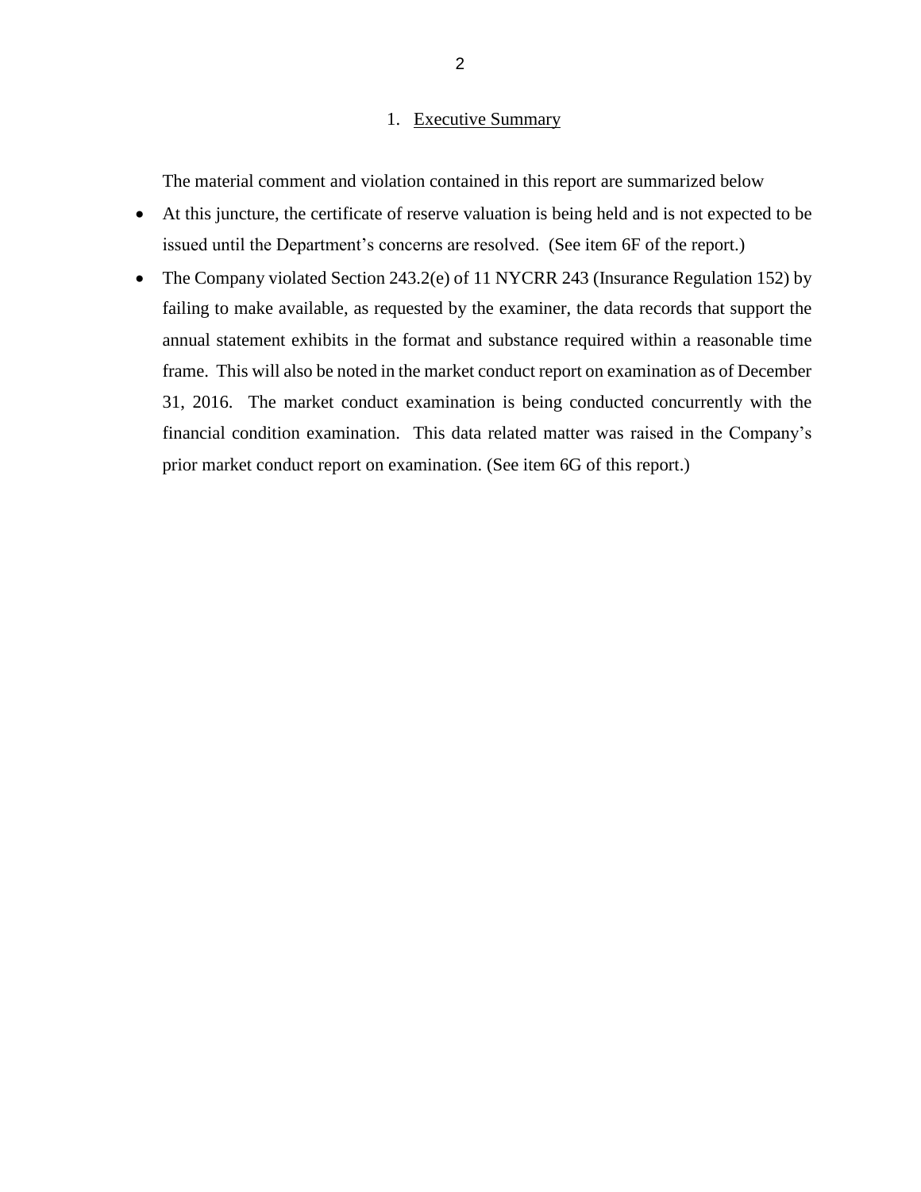## 1. Executive Summary

The material comment and violation contained in this report are summarized below

- At this juncture, the certificate of reserve valuation is being held and is not expected to be issued until the Department's concerns are resolved. (See item 6F of the report.)
- The Company violated Section 243.2(e) of 11 NYCRR 243 (Insurance Regulation 152) by failing to make available, as requested by the examiner, the data records that support the annual statement exhibits in the format and substance required within a reasonable time frame. This will also be noted in the market conduct report on examination as of December 31, 2016. The market conduct examination is being conducted concurrently with the financial condition examination. This data related matter was raised in the Company's prior market conduct report on examination. (See item 6G of this report.)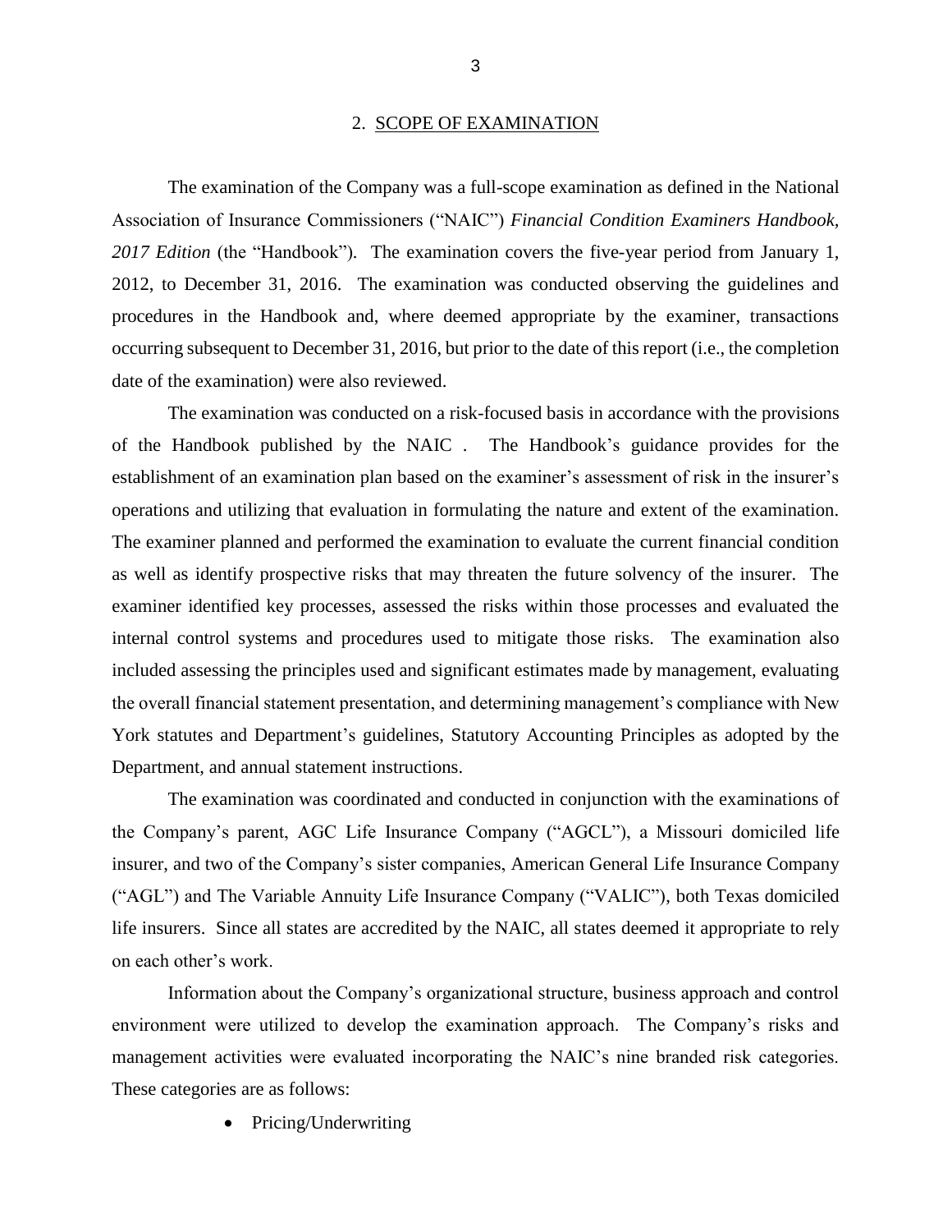## 2. SCOPE OF EXAMINATION

The examination of the Company was a full-scope examination as defined in the National Association of Insurance Commissioners ("NAIC") *Financial Condition Examiners Handbook, 2017 Edition* (the "Handbook"). The examination covers the five-year period from January 1, 2012, to December 31, 2016. The examination was conducted observing the guidelines and procedures in the Handbook and, where deemed appropriate by the examiner, transactions occurring subsequent to December 31, 2016, but prior to the date of this report (i.e., the completion date of the examination) were also reviewed.

The examination was conducted on a risk-focused basis in accordance with the provisions of the Handbook published by the NAIC . The Handbook's guidance provides for the establishment of an examination plan based on the examiner's assessment of risk in the insurer's operations and utilizing that evaluation in formulating the nature and extent of the examination. The examiner planned and performed the examination to evaluate the current financial condition as well as identify prospective risks that may threaten the future solvency of the insurer. The examiner identified key processes, assessed the risks within those processes and evaluated the internal control systems and procedures used to mitigate those risks. The examination also included assessing the principles used and significant estimates made by management, evaluating the overall financial statement presentation, and determining management's compliance with New York statutes and Department's guidelines, Statutory Accounting Principles as adopted by the Department, and annual statement instructions.

The examination was coordinated and conducted in conjunction with the examinations of the Company's parent, AGC Life Insurance Company ("AGCL"), a Missouri domiciled life insurer, and two of the Company's sister companies, American General Life Insurance Company ("AGL") and The Variable Annuity Life Insurance Company ("VALIC"), both Texas domiciled life insurers. Since all states are accredited by the NAIC, all states deemed it appropriate to rely on each other's work.

Information about the Company's organizational structure, business approach and control environment were utilized to develop the examination approach. The Company's risks and management activities were evaluated incorporating the NAIC's nine branded risk categories. These categories are as follows:

- Pricing/Underwriting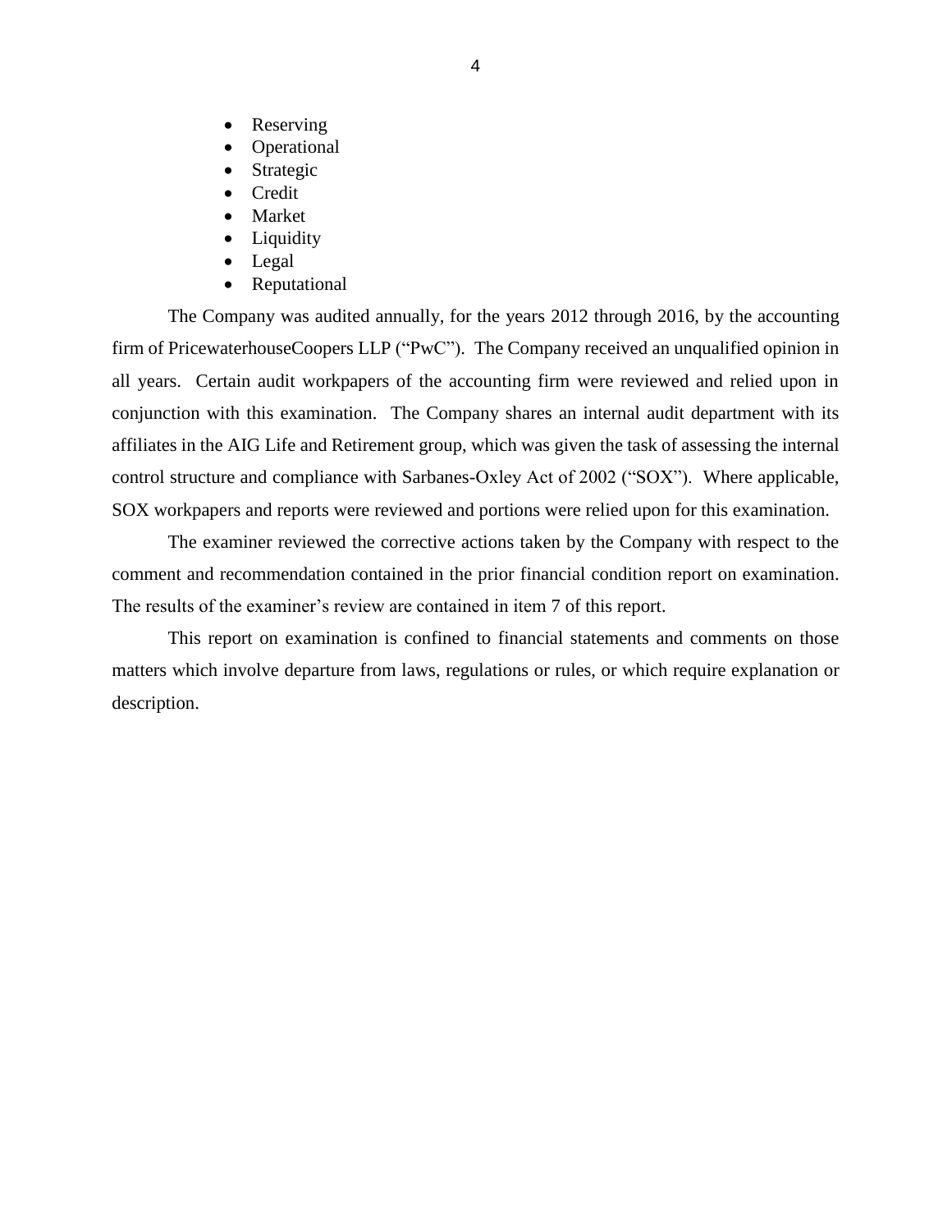- Reserving
- Operational
- Strategic
- Credit
- Market
- Liquidity
- Legal
- Reputational

The Company was audited annually, for the years 2012 through 2016, by the accounting firm of PricewaterhouseCoopers LLP ("PwC"). The Company received an unqualified opinion in all years. Certain audit workpapers of the accounting firm were reviewed and relied upon in conjunction with this examination. The Company shares an internal audit department with its affiliates in the AIG Life and Retirement group, which was given the task of assessing the internal control structure and compliance with Sarbanes-Oxley Act of 2002 ("SOX"). Where applicable, SOX workpapers and reports were reviewed and portions were relied upon for this examination.

The examiner reviewed the corrective actions taken by the Company with respect to the comment and recommendation contained in the prior financial condition report on examination. The results of the examiner's review are contained in item 7 of this report.

This report on examination is confined to financial statements and comments on those matters which involve departure from laws, regulations or rules, or which require explanation or description.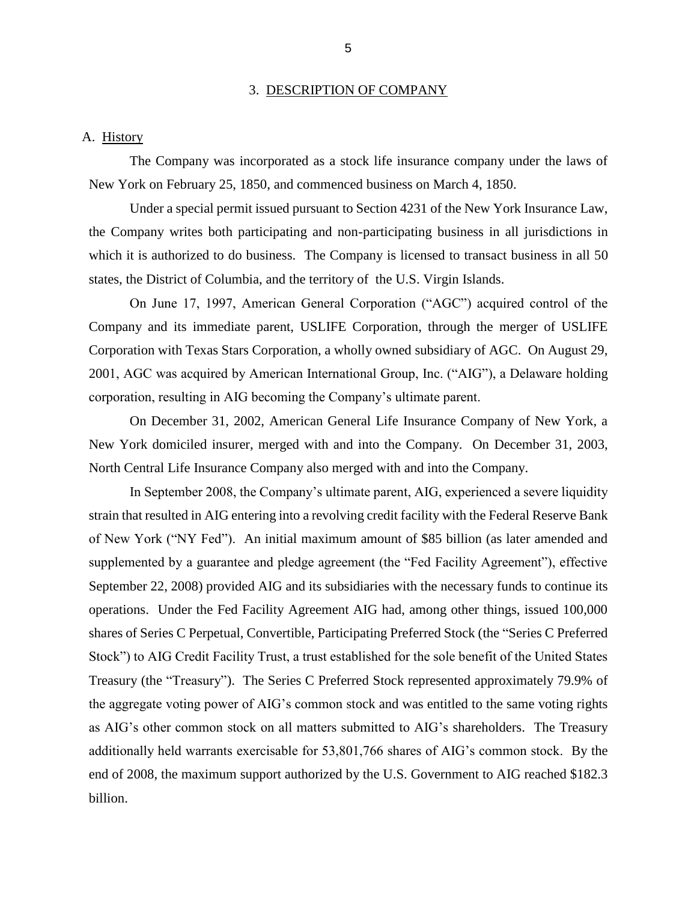## 3. DESCRIPTION OF COMPANY

### A. History

The Company was incorporated as a stock life insurance company under the laws of New York on February 25, 1850, and commenced business on March 4, 1850.

Under a special permit issued pursuant to Section 4231 of the New York Insurance Law, the Company writes both participating and non-participating business in all jurisdictions in which it is authorized to do business. The Company is licensed to transact business in all 50 states, the District of Columbia, and the territory of the U.S. Virgin Islands.

On June 17, 1997, American General Corporation ("AGC") acquired control of the Company and its immediate parent, USLIFE Corporation, through the merger of USLIFE Corporation with Texas Stars Corporation, a wholly owned subsidiary of AGC. On August 29, 2001, AGC was acquired by American International Group, Inc. ("AIG"), a Delaware holding corporation, resulting in AIG becoming the Company's ultimate parent.

On December 31, 2002, American General Life Insurance Company of New York, a New York domiciled insurer, merged with and into the Company. On December 31, 2003, North Central Life Insurance Company also merged with and into the Company.

In September 2008, the Company's ultimate parent, AIG, experienced a severe liquidity strain that resulted in AIG entering into a revolving credit facility with the Federal Reserve Bank of New York ("NY Fed"). An initial maximum amount of $85 billion (as later amended and supplemented by a guarantee and pledge agreement (the "Fed Facility Agreement"), effective September 22, 2008) provided AIG and its subsidiaries with the necessary funds to continue its operations. Under the Fed Facility Agreement AIG had, among other things, issued 100,000 shares of Series C Perpetual, Convertible, Participating Preferred Stock (the "Series C Preferred Stock") to AIG Credit Facility Trust, a trust established for the sole benefit of the United States Treasury (the "Treasury"). The Series C Preferred Stock represented approximately 79.9% of the aggregate voting power of AIG's common stock and was entitled to the same voting rights as AIG's other common stock on all matters submitted to AIG's shareholders. The Treasury additionally held warrants exercisable for 53,801,766 shares of AIG's common stock. By the end of 2008, the maximum support authorized by the U.S. Government to AIG reached $182.3 billion.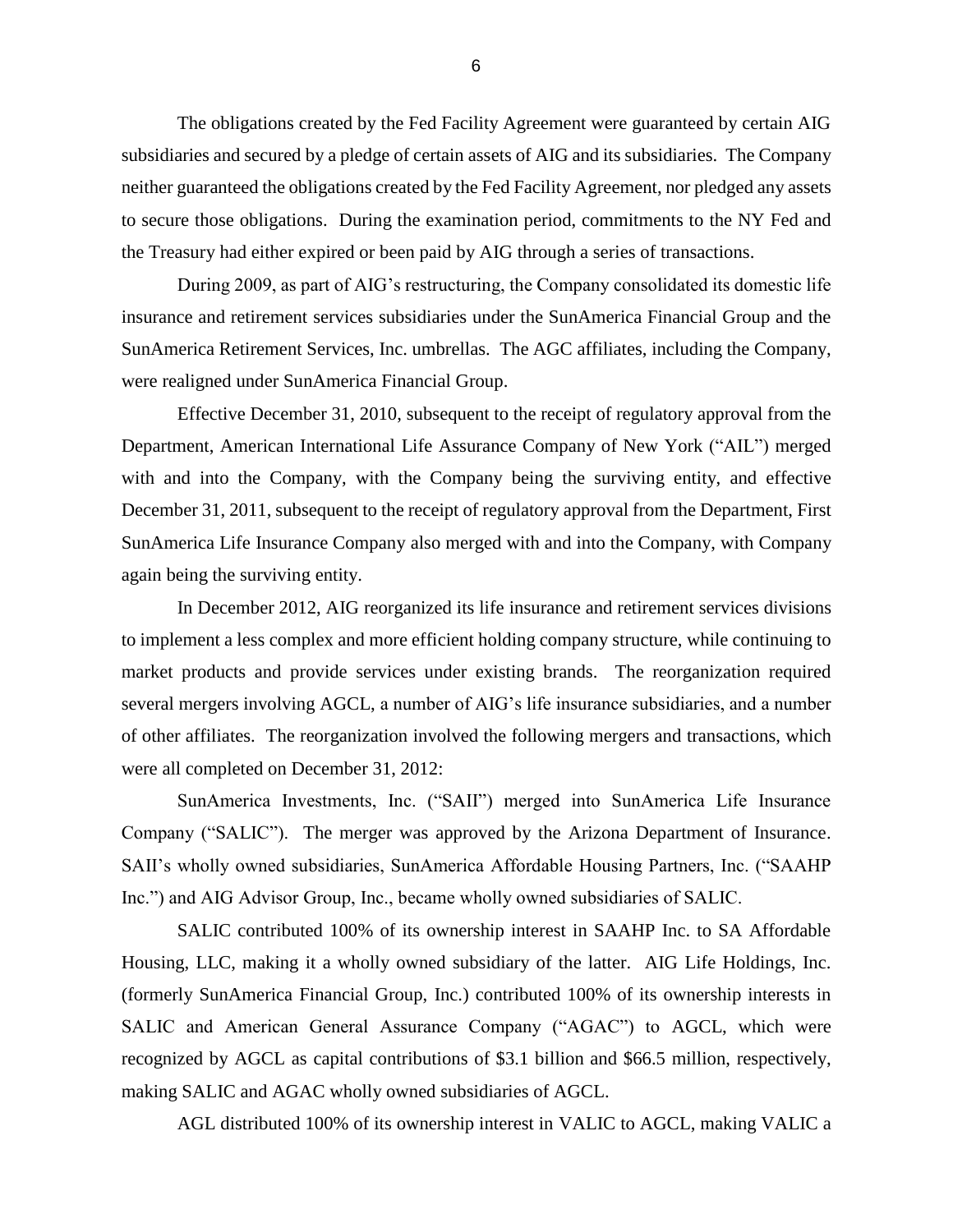The obligations created by the Fed Facility Agreement were guaranteed by certain AIG subsidiaries and secured by a pledge of certain assets of AIG and its subsidiaries. The Company neither guaranteed the obligations created by the Fed Facility Agreement, nor pledged any assets to secure those obligations. During the examination period, commitments to the NY Fed and the Treasury had either expired or been paid by AIG through a series of transactions.

During 2009, as part of AIG's restructuring, the Company consolidated its domestic life insurance and retirement services subsidiaries under the SunAmerica Financial Group and the SunAmerica Retirement Services, Inc. umbrellas. The AGC affiliates, including the Company, were realigned under SunAmerica Financial Group.

Effective December 31, 2010, subsequent to the receipt of regulatory approval from the Department, American International Life Assurance Company of New York ("AIL") merged with and into the Company, with the Company being the surviving entity, and effective December 31, 2011, subsequent to the receipt of regulatory approval from the Department, First SunAmerica Life Insurance Company also merged with and into the Company, with Company again being the surviving entity.

In December 2012, AIG reorganized its life insurance and retirement services divisions to implement a less complex and more efficient holding company structure, while continuing to market products and provide services under existing brands. The reorganization required several mergers involving AGCL, a number of AIG's life insurance subsidiaries, and a number of other affiliates. The reorganization involved the following mergers and transactions, which were all completed on December 31, 2012:

SunAmerica Investments, Inc. ("SAII") merged into SunAmerica Life Insurance Company ("SALIC"). The merger was approved by the Arizona Department of Insurance. SAII's wholly owned subsidiaries, SunAmerica Affordable Housing Partners, Inc. ("SAAHP Inc.") and AIG Advisor Group, Inc., became wholly owned subsidiaries of SALIC.

SALIC contributed 100% of its ownership interest in SAAHP Inc. to SA Affordable Housing, LLC, making it a wholly owned subsidiary of the latter. AIG Life Holdings, Inc. (formerly SunAmerica Financial Group, Inc.) contributed 100% of its ownership interests in SALIC and American General Assurance Company ("AGAC") to AGCL, which were recognized by AGCL as capital contributions of $3.1 billion and $66.5 million, respectively, making SALIC and AGAC wholly owned subsidiaries of AGCL.

AGL distributed 100% of its ownership interest in VALIC to AGCL, making VALIC a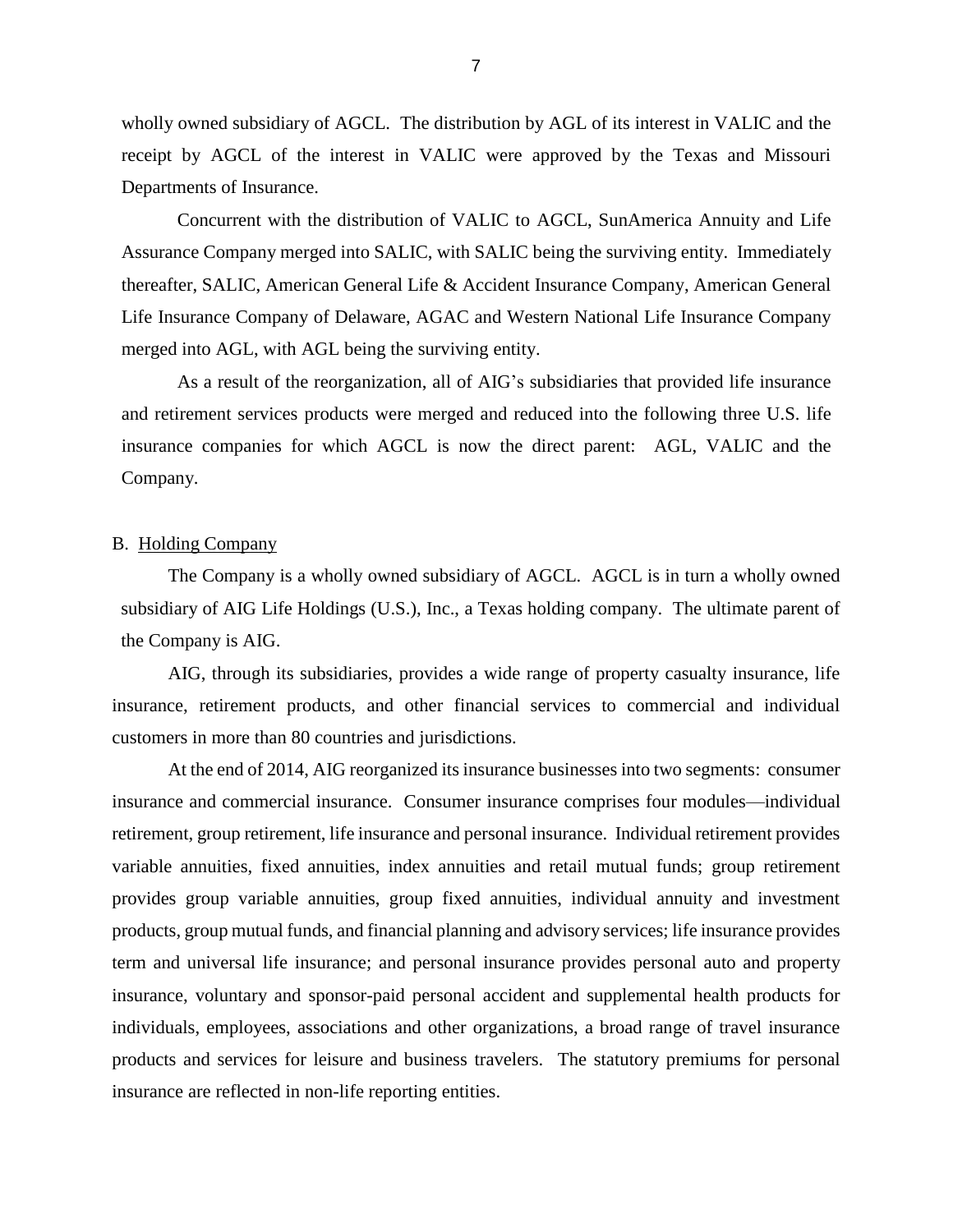wholly owned subsidiary of AGCL. The distribution by AGL of its interest in VALIC and the receipt by AGCL of the interest in VALIC were approved by the Texas and Missouri Departments of Insurance.

Concurrent with the distribution of VALIC to AGCL, SunAmerica Annuity and Life Assurance Company merged into SALIC, with SALIC being the surviving entity. Immediately thereafter, SALIC, American General Life & Accident Insurance Company, American General Life Insurance Company of Delaware, AGAC and Western National Life Insurance Company merged into AGL, with AGL being the surviving entity.

As a result of the reorganization, all of AIG's subsidiaries that provided life insurance and retirement services products were merged and reduced into the following three U.S. life insurance companies for which AGCL is now the direct parent: AGL, VALIC and the Company.

B. Holding Company

The Company is a wholly owned subsidiary of AGCL. AGCL is in turn a wholly owned subsidiary of AIG Life Holdings (U.S.), Inc., a Texas holding company. The ultimate parent of the Company is AIG.

AIG, through its subsidiaries, provides a wide range of property casualty insurance, life insurance, retirement products, and other financial services to commercial and individual customers in more than 80 countries and jurisdictions.

At the end of 2014, AIG reorganized its insurance businesses into two segments: consumer insurance and commercial insurance. Consumer insurance comprises four modules—individual retirement, group retirement, life insurance and personal insurance. Individual retirement provides variable annuities, fixed annuities, index annuities and retail mutual funds; group retirement provides group variable annuities, group fixed annuities, individual annuity and investment products, group mutual funds, and financial planning and advisory services; life insurance provides term and universal life insurance; and personal insurance provides personal auto and property insurance, voluntary and sponsor-paid personal accident and supplemental health products for individuals, employees, associations and other organizations, a broad range of travel insurance products and services for leisure and business travelers. The statutory premiums for personal insurance are reflected in non-life reporting entities.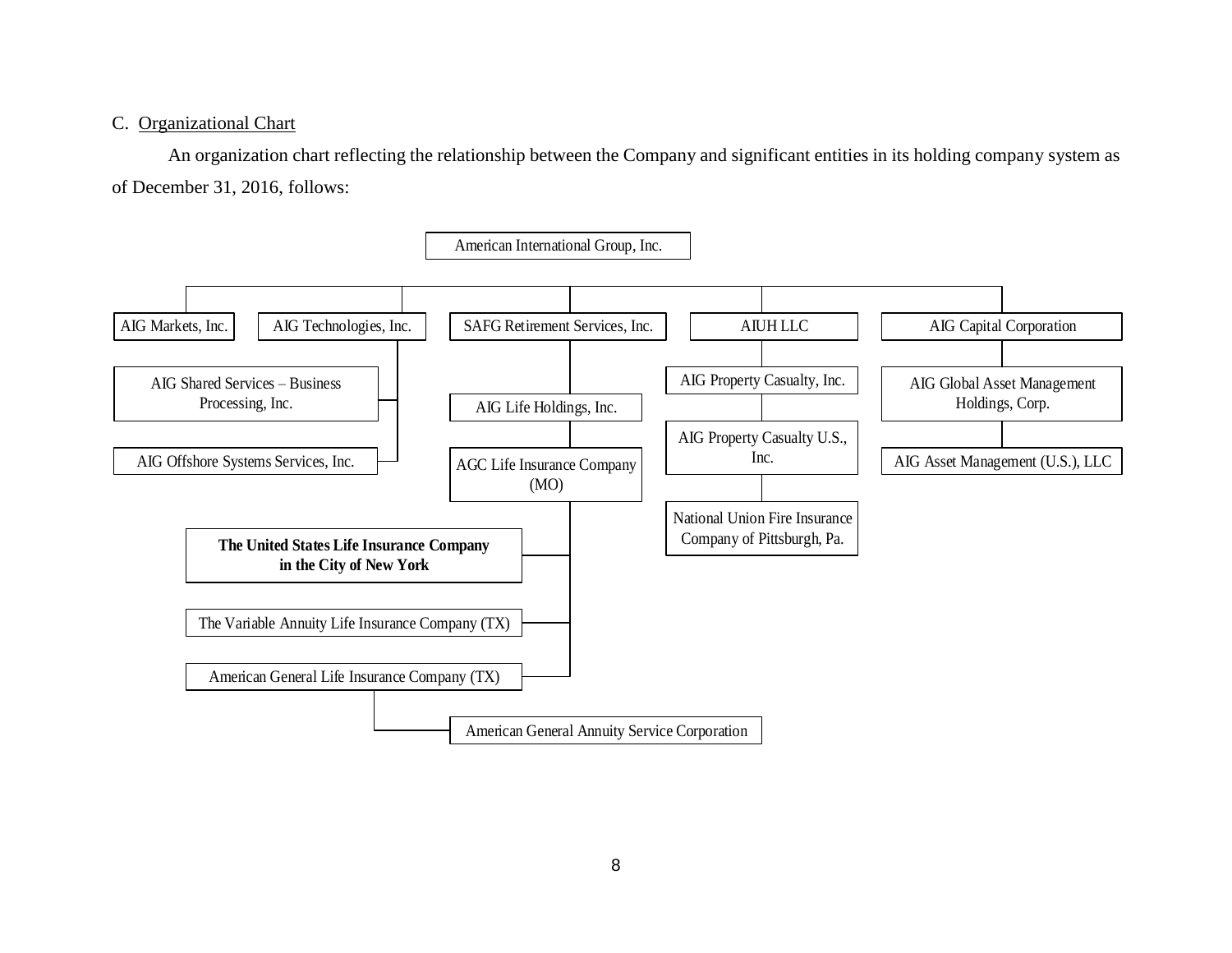C. Organizational Chart

An organization chart reflecting the relationship between the Company and significant entities in its holding company system as of December 31, 2016, follows:

- American International Group, Inc.
  - AIG Markets, Inc.
  - AIG Technologies, Inc.
    - AIG Shared Services – Business Processing, Inc.
    - AIG Offshore Systems Services, Inc.
  - SAFG Retirement Services, Inc.
    - AIG Life Holdings, Inc.
      - AGC Life Insurance Company (MO)
        - **The United States Life Insurance Company in the City of New York**
        - The Variable Annuity Life Insurance Company (TX)
        - American General Life Insurance Company (TX)
          - American General Annuity Service Corporation
  - AIUH LLC
    - AIG Property Casualty, Inc.
      - AIG Property Casualty U.S., Inc.
        - National Union Fire Insurance Company of Pittsburgh, Pa.
  - AIG Capital Corporation
    - AIG Global Asset Management Holdings, Corp.
      - AIG Asset Management (U.S.), LLC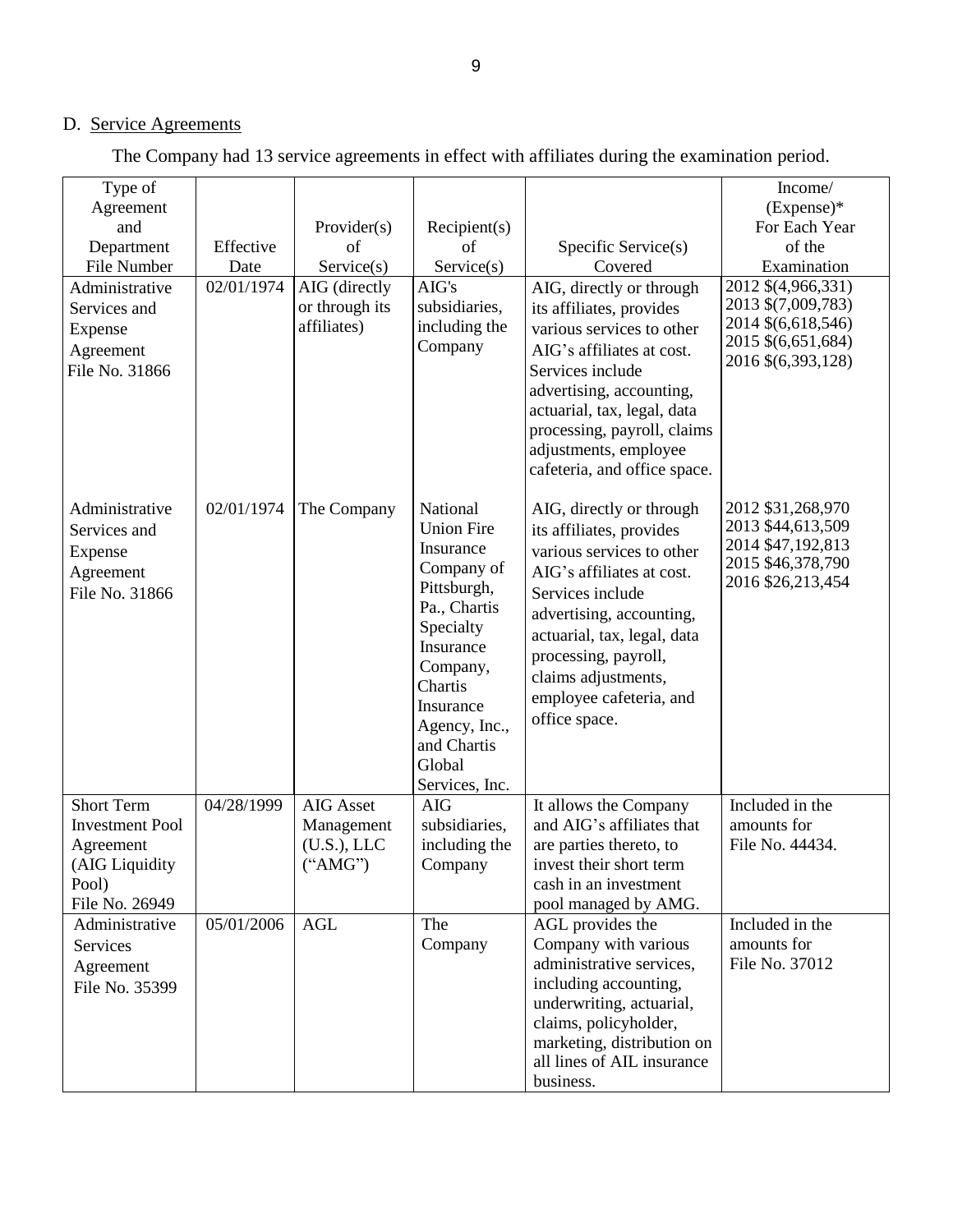## D. Service Agreements

The Company had 13 service agreements in effect with affiliates during the examination period.

| Type of Agreement and Department File Number | Effective Date | Provider(s) of Service(s) | Recipient(s) of Service(s) | Specific Service(s) Covered | Income/ (Expense)* For Each Year of the Examination |
|---|---|---|---|---|---|
| Administrative Services and Expense Agreement File No. 31866 | 02/01/1974 | AIG (directly or through its affiliates) | AIG's subsidiaries, including the Company | AIG, directly or through its affiliates, provides various services to other AIG's affiliates at cost. Services include advertising, accounting, actuarial, tax, legal, data processing, payroll, claims adjustments, employee cafeteria, and office space. | 2012 $(4,966,331)<br>2013 $(7,009,783)<br>2014 $(6,618,546)<br>2015 $(6,651,684)<br>2016 $(6,393,128) |
| Administrative Services and Expense Agreement File No. 31866 | 02/01/1974 | The Company | National Union Fire Insurance Company of Pittsburgh, Pa., Chartis Specialty Insurance Company, Chartis Insurance Agency, Inc., and Chartis Global Services, Inc. | AIG, directly or through its affiliates, provides various services to other AIG's affiliates at cost. Services include advertising, accounting, actuarial, tax, legal, data processing, payroll, claims adjustments, employee cafeteria, and office space. | 2012 $31,268,970<br>2013 $44,613,509<br>2014 $47,192,813<br>2015 $46,378,790<br>2016 $26,213,454 |
| Short Term Investment Pool Agreement (AIG Liquidity Pool) File No. 26949 | 04/28/1999 | AIG Asset Management (U.S.), LLC ("AMG") | AIG subsidiaries, including the Company | It allows the Company and AIG's affiliates that are parties thereto, to invest their short term cash in an investment pool managed by AMG. | Included in the amounts for File No. 44434. |
| Administrative Services Agreement File No. 35399 | 05/01/2006 | AGL | The Company | AGL provides the Company with various administrative services, including accounting, underwriting, actuarial, claims, policyholder, marketing, distribution on all lines of AIL insurance business. | Included in the amounts for File No. 37012 |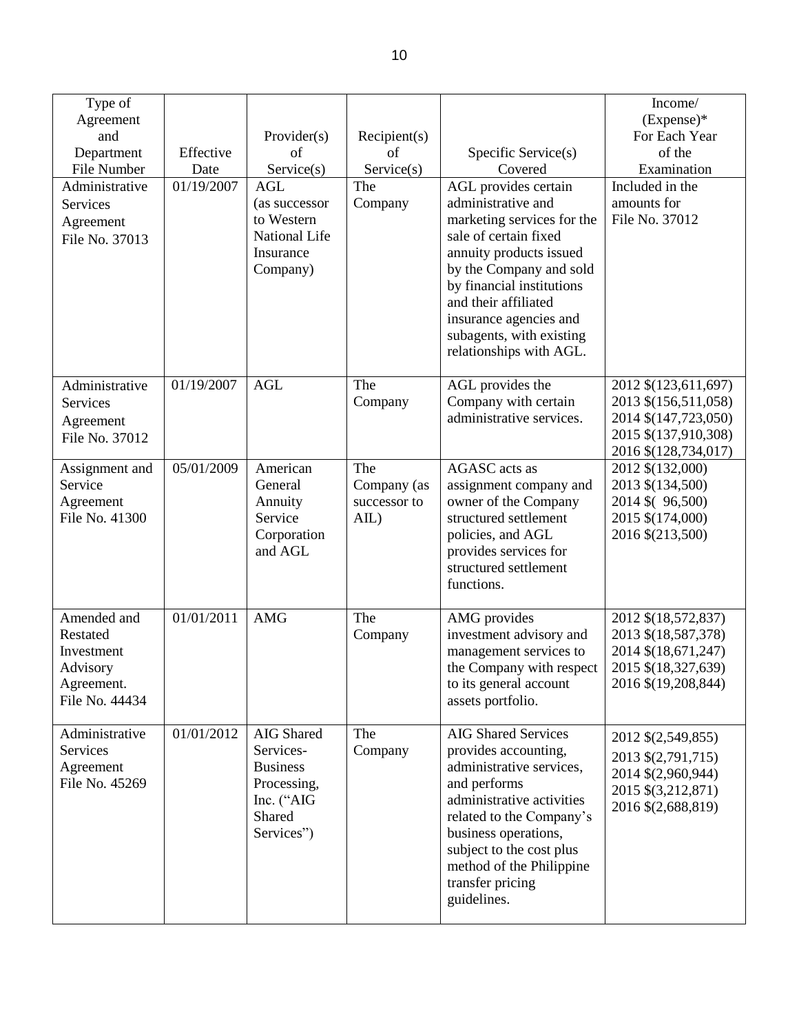| Type of Agreement and Department File Number | Effective Date | Provider(s) of Service(s) | Recipient(s) of Service(s) | Specific Service(s) Covered | Income/ (Expense)* For Each Year of the Examination |
|---|---|---|---|---|---|
| Administrative Services Agreement File No. 37013 | 01/19/2007 | AGL (as successor to Western National Life Insurance Company) | The Company | AGL provides certain administrative and marketing services for the sale of certain fixed annuity products issued by the Company and sold by financial institutions and their affiliated insurance agencies and subagents, with existing relationships with AGL. | Included in the amounts for File No. 37012 |
| Administrative Services Agreement File No. 37012 | 01/19/2007 | AGL | The Company | AGL provides the Company with certain administrative services. | 2012 $(123,611,697)<br>2013 $(156,511,058)<br>2014 $(147,723,050)<br>2015 $(137,910,308)<br>2016 $(128,734,017) |
| Assignment and Service Agreement File No. 41300 | 05/01/2009 | American General Annuity Service Corporation and AGL | The Company (as successor to AIL) | AGASC acts as assignment company and owner of the Company structured settlement policies, and AGL provides services for structured settlement functions. | 2012 $(132,000)<br>2013 $(134,500)<br>2014 $( 96,500)<br>2015 $(174,000)<br>2016 $(213,500) |
| Amended and Restated Investment Advisory Agreement. File No. 44434 | 01/01/2011 | AMG | The Company | AMG provides investment advisory and management services to the Company with respect to its general account assets portfolio. | 2012 $(18,572,837)<br>2013 $(18,587,378)<br>2014 $(18,671,247)<br>2015 $(18,327,639)<br>2016 $(19,208,844) |
| Administrative Services Agreement File No. 45269 | 01/01/2012 | AIG Shared Services-Business Processing, Inc. ("AIG Shared Services") | The Company | AIG Shared Services provides accounting, administrative services, and performs administrative activities related to the Company's business operations, subject to the cost plus method of the Philippine transfer pricing guidelines. | 2012 $(2,549,855)<br>2013 $(2,791,715)<br>2014 $(2,960,944)<br>2015 $(3,212,871)<br>2016 $(2,688,819) |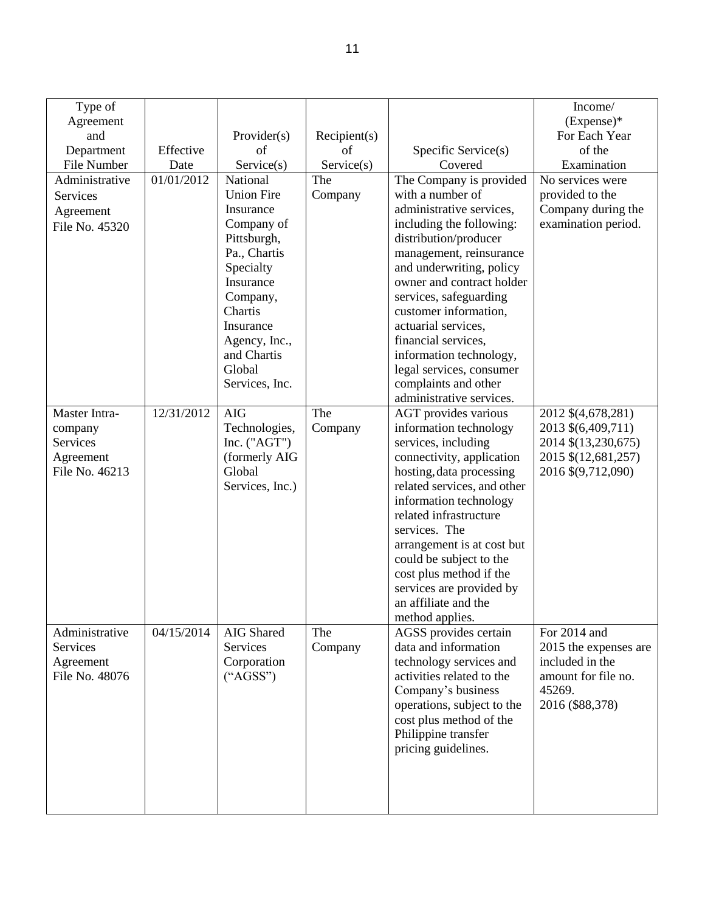| Type of Agreement and Department File Number | Effective Date | Provider(s) of Service(s) | Recipient(s) of Service(s) | Specific Service(s) Covered | Income/ (Expense)* For Each Year of the Examination |
|---|---|---|---|---|---|
| Administrative Services Agreement File No. 45320 | 01/01/2012 | National Union Fire Insurance Company of Pittsburgh, Pa., Chartis Specialty Insurance Company, Chartis Insurance Agency, Inc., and Chartis Global Services, Inc. | The Company | The Company is provided with a number of administrative services, including the following: distribution/producer management, reinsurance and underwriting, policy owner and contract holder services, safeguarding customer information, actuarial services, financial services, information technology, legal services, consumer complaints and other administrative services. | No services were provided to the Company during the examination period. |
| Master Intra-company Services Agreement File No. 46213 | 12/31/2012 | AIG Technologies, Inc. ("AGT") (formerly AIG Global Services, Inc.) | The Company | AGT provides various information technology services, including connectivity, application hosting, data processing related services, and other information technology related infrastructure services. The arrangement is at cost but could be subject to the cost plus method if the services are provided by an affiliate and the method applies. | 2012 $(4,678,281)<br>2013 $(6,409,711)<br>2014 $(13,230,675)<br>2015 $(12,681,257)<br>2016 $(9,712,090) |
| Administrative Services Agreement File No. 48076 | 04/15/2014 | AIG Shared Services Corporation ("AGSS") | The Company | AGSS provides certain data and information technology services and activities related to the Company's business operations, subject to the cost plus method of the Philippine transfer pricing guidelines. | For 2014 and 2015 the expenses are included in the amount for file no. 45269.<br>2016 ($88,378) |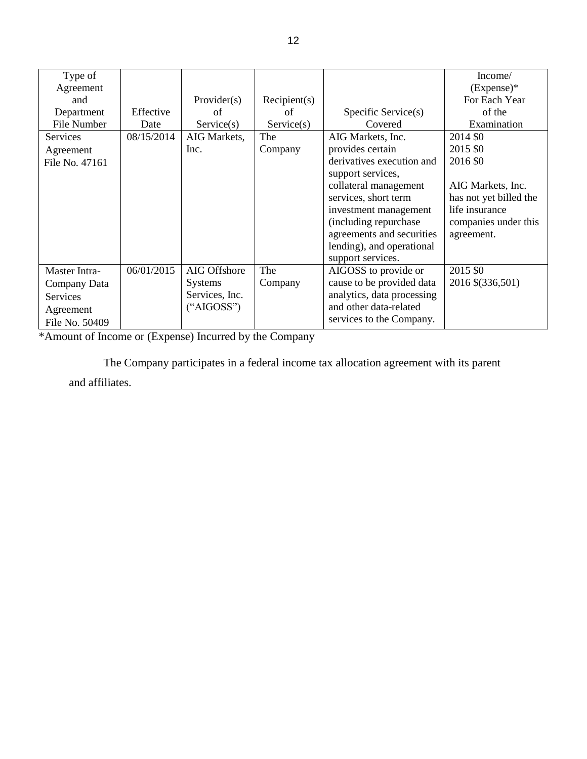| Type of Agreement and Department File Number | Effective Date | Provider(s) of Service(s) | Recipient(s) of Service(s) | Specific Service(s) Covered | Income/ (Expense)* For Each Year of the Examination |
|---|---|---|---|---|---|
| Services Agreement File No. 47161 | 08/15/2014 | AIG Markets, Inc. | The Company | AIG Markets, Inc. provides certain derivatives execution and support services, collateral management services, short term investment management (including repurchase agreements and securities lending), and operational support services. | 2014 $0<br>2015 $0<br>2016 $0<br><br>AIG Markets, Inc. has not yet billed the life insurance companies under this agreement. |
| Master Intra-Company Data Services Agreement File No. 50409 | 06/01/2015 | AIG Offshore Systems Services, Inc. ("AIGOSS") | The Company | AIGOSS to provide or cause to be provided data analytics, data processing and other data-related services to the Company. | 2015 $0<br>2016 $(336,501) |

*Amount of Income or (Expense) Incurred by the Company

The Company participates in a federal income tax allocation agreement with its parent and affiliates.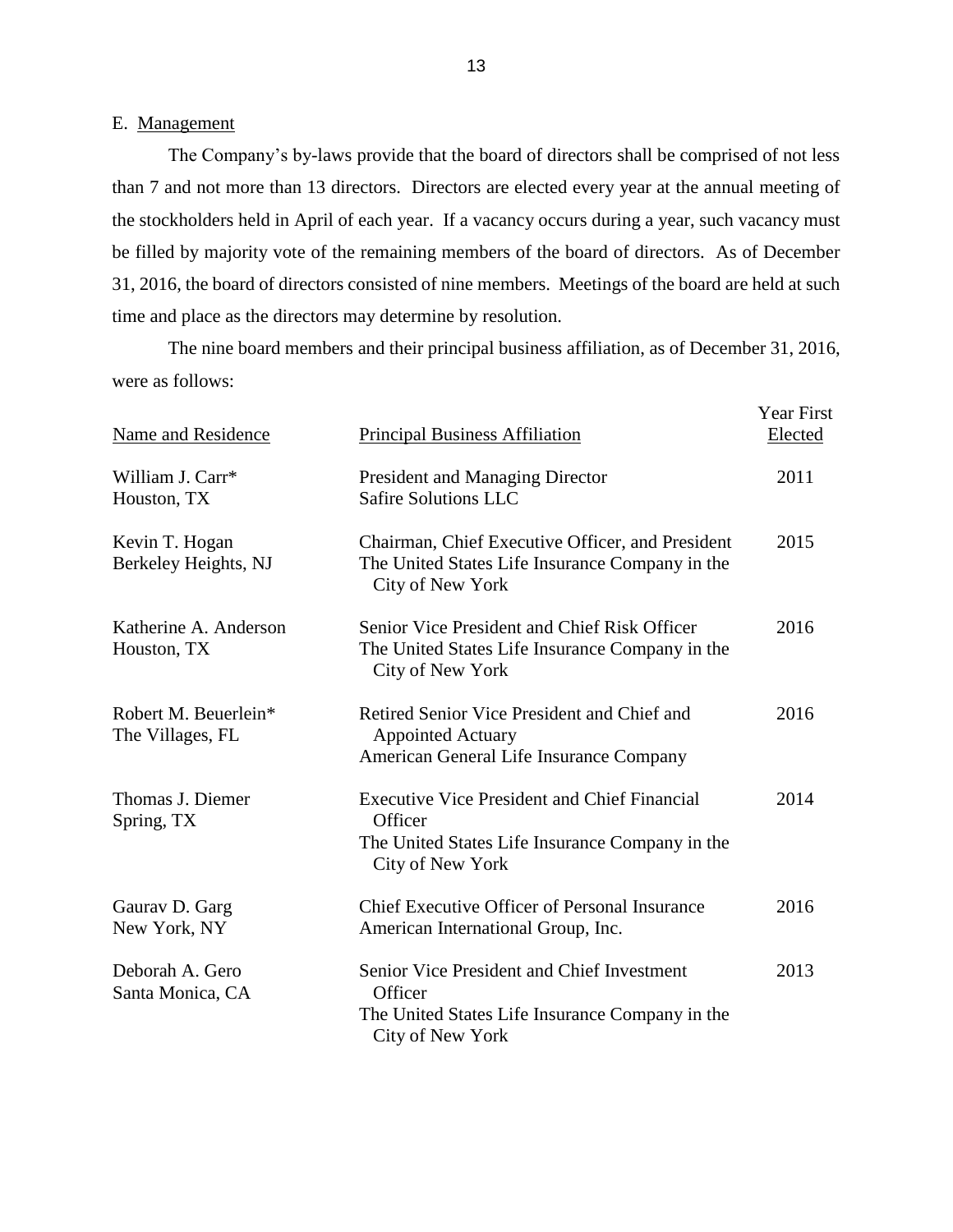## E. Management

The Company's by-laws provide that the board of directors shall be comprised of not less than 7 and not more than 13 directors. Directors are elected every year at the annual meeting of the stockholders held in April of each year. If a vacancy occurs during a year, such vacancy must be filled by majority vote of the remaining members of the board of directors. As of December 31, 2016, the board of directors consisted of nine members. Meetings of the board are held at such time and place as the directors may determine by resolution.

The nine board members and their principal business affiliation, as of December 31, 2016, were as follows:

| Name and Residence | Principal Business Affiliation | Year First Elected |
|---|---|---|
| William J. Carr*<br>Houston, TX | President and Managing Director<br>Safire Solutions LLC | 2011 |
| Kevin T. Hogan<br>Berkeley Heights, NJ | Chairman, Chief Executive Officer, and President<br>The United States Life Insurance Company in the City of New York | 2015 |
| Katherine A. Anderson<br>Houston, TX | Senior Vice President and Chief Risk Officer<br>The United States Life Insurance Company in the City of New York | 2016 |
| Robert M. Beuerlein*<br>The Villages, FL | Retired Senior Vice President and Chief and Appointed Actuary<br>American General Life Insurance Company | 2016 |
| Thomas J. Diemer<br>Spring, TX | Executive Vice President and Chief Financial Officer<br>The United States Life Insurance Company in the City of New York | 2014 |
| Gaurav D. Garg<br>New York, NY | Chief Executive Officer of Personal Insurance<br>American International Group, Inc. | 2016 |
| Deborah A. Gero<br>Santa Monica, CA | Senior Vice President and Chief Investment Officer<br>The United States Life Insurance Company in the City of New York | 2013 |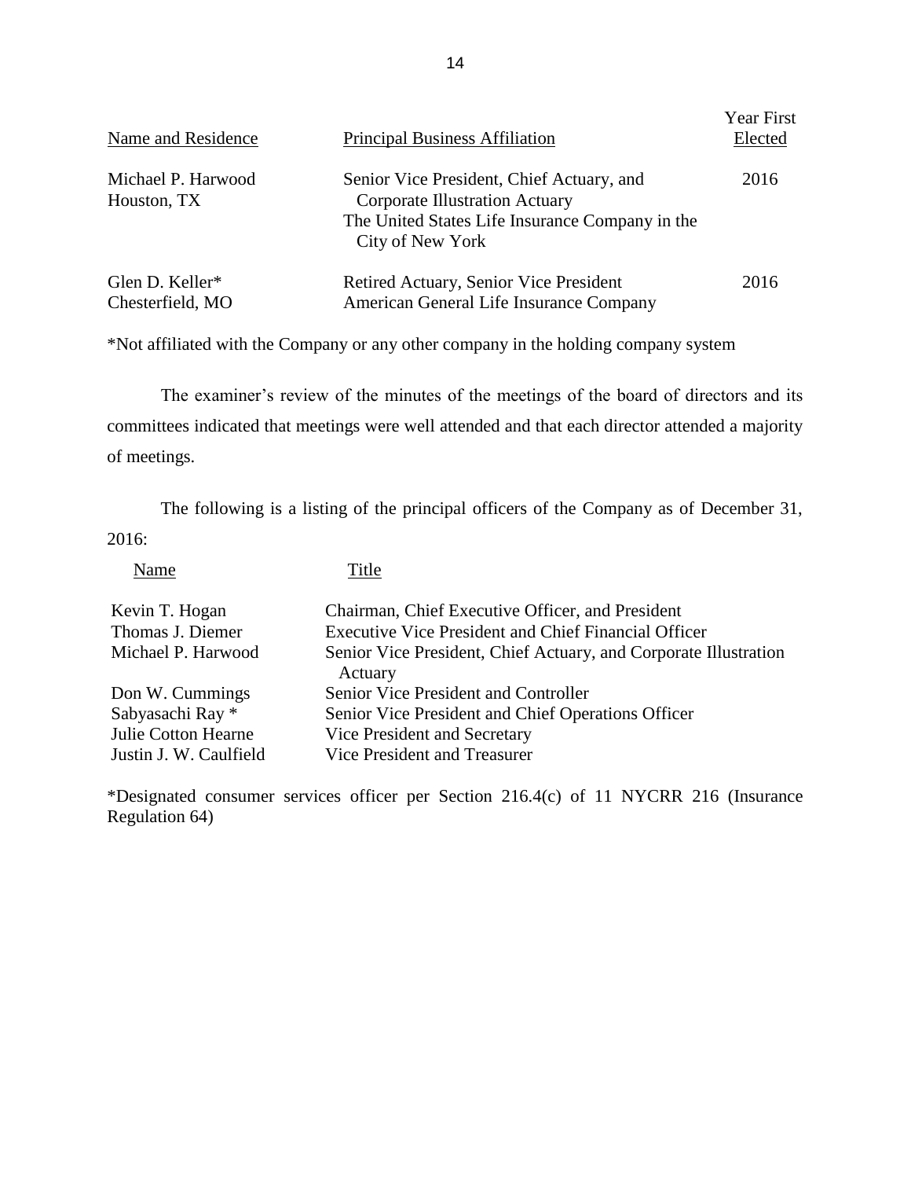| Name and Residence | Principal Business Affiliation | Year First Elected |
|---|---|---|
| Michael P. Harwood<br>Houston, TX | Senior Vice President, Chief Actuary, and Corporate Illustration Actuary<br>The United States Life Insurance Company in the City of New York | 2016 |
| Glen D. Keller*<br>Chesterfield, MO | Retired Actuary, Senior Vice President<br>American General Life Insurance Company | 2016 |

*Not affiliated with the Company or any other company in the holding company system

The examiner's review of the minutes of the meetings of the board of directors and its committees indicated that meetings were well attended and that each director attended a majority of meetings.

The following is a listing of the principal officers of the Company as of December 31, 2016:

| Name | Title |
|---|---|
| Kevin T. Hogan | Chairman, Chief Executive Officer, and President |
| Thomas J. Diemer | Executive Vice President and Chief Financial Officer |
| Michael P. Harwood | Senior Vice President, Chief Actuary, and Corporate Illustration Actuary |
| Don W. Cummings | Senior Vice President and Controller |
| Sabyasachi Ray * | Senior Vice President and Chief Operations Officer |
| Julie Cotton Hearne | Vice President and Secretary |
| Justin J. W. Caulfield | Vice President and Treasurer |

*Designated consumer services officer per Section 216.4(c) of 11 NYCRR 216 (Insurance Regulation 64)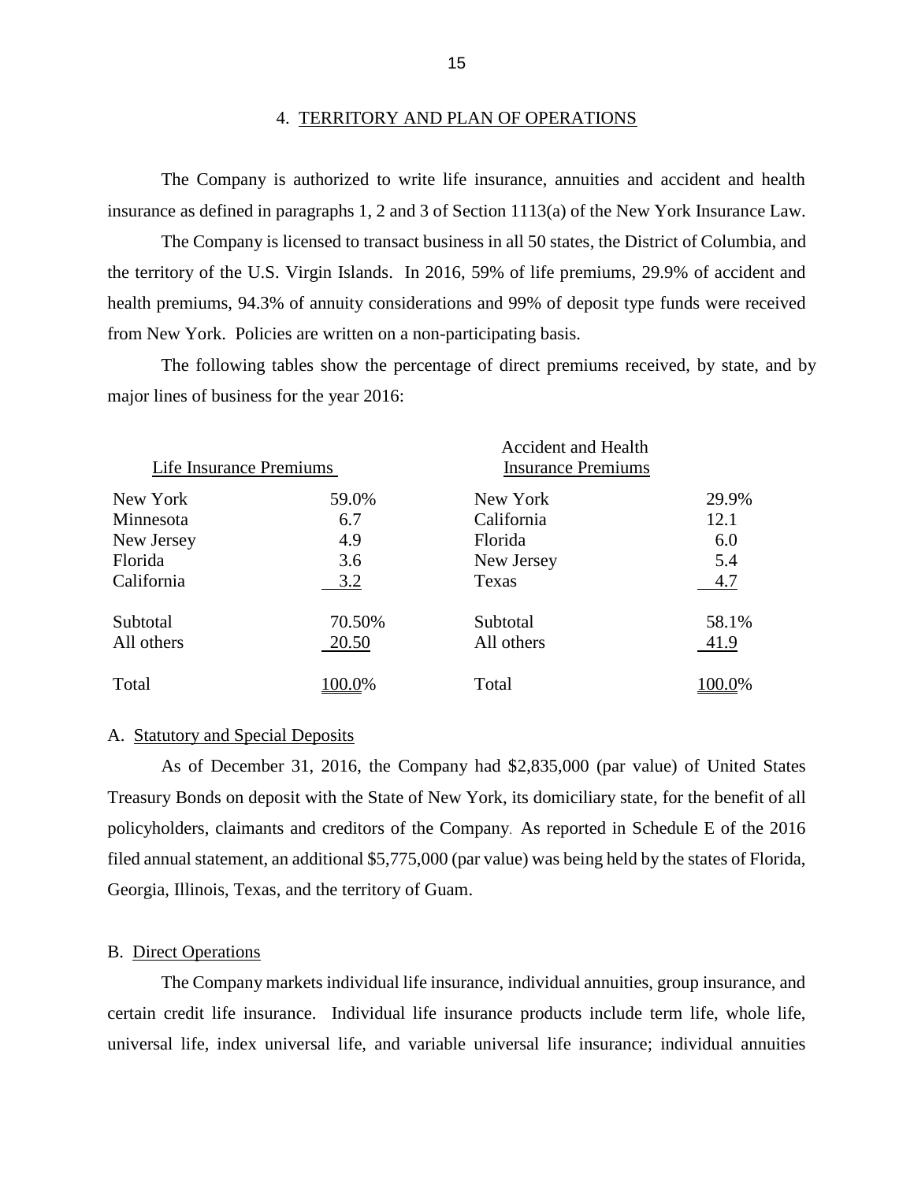## 4. TERRITORY AND PLAN OF OPERATIONS

The Company is authorized to write life insurance, annuities and accident and health insurance as defined in paragraphs 1, 2 and 3 of Section 1113(a) of the New York Insurance Law.

The Company is licensed to transact business in all 50 states, the District of Columbia, and the territory of the U.S. Virgin Islands. In 2016, 59% of life premiums, 29.9% of accident and health premiums, 94.3% of annuity considerations and 99% of deposit type funds were received from New York. Policies are written on a non-participating basis.

The following tables show the percentage of direct premiums received, by state, and by major lines of business for the year 2016:

| Life Insurance Premiums | | Accident and Health Insurance Premiums | |
|---|---|---|---|
| New York | 59.0% | New York | 29.9% |
| Minnesota | 6.7 | California | 12.1 |
| New Jersey | 4.9 | Florida | 6.0 |
| Florida | 3.6 | New Jersey | 5.4 |
| California | 3.2 | Texas | 4.7 |
| Subtotal | 70.50% | Subtotal | 58.1% |
| All others | 20.50 | All others | 41.9 |
| Total | 100.0% | Total | 100.0% |

### A. Statutory and Special Deposits

As of December 31, 2016, the Company had $2,835,000 (par value) of United States Treasury Bonds on deposit with the State of New York, its domiciliary state, for the benefit of all policyholders, claimants and creditors of the Company. As reported in Schedule E of the 2016 filed annual statement, an additional $5,775,000 (par value) was being held by the states of Florida, Georgia, Illinois, Texas, and the territory of Guam.

### B. Direct Operations

The Company markets individual life insurance, individual annuities, group insurance, and certain credit life insurance. Individual life insurance products include term life, whole life, universal life, index universal life, and variable universal life insurance; individual annuities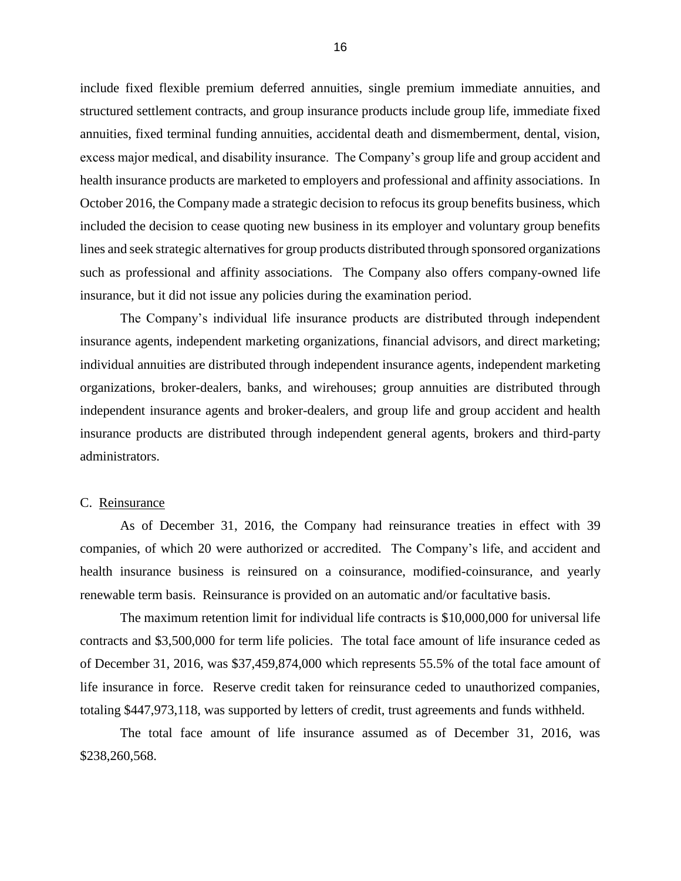include fixed flexible premium deferred annuities, single premium immediate annuities, and structured settlement contracts, and group insurance products include group life, immediate fixed annuities, fixed terminal funding annuities, accidental death and dismemberment, dental, vision, excess major medical, and disability insurance. The Company's group life and group accident and health insurance products are marketed to employers and professional and affinity associations. In October 2016, the Company made a strategic decision to refocus its group benefits business, which included the decision to cease quoting new business in its employer and voluntary group benefits lines and seek strategic alternatives for group products distributed through sponsored organizations such as professional and affinity associations. The Company also offers company-owned life insurance, but it did not issue any policies during the examination period.

The Company's individual life insurance products are distributed through independent insurance agents, independent marketing organizations, financial advisors, and direct marketing; individual annuities are distributed through independent insurance agents, independent marketing organizations, broker-dealers, banks, and wirehouses; group annuities are distributed through independent insurance agents and broker-dealers, and group life and group accident and health insurance products are distributed through independent general agents, brokers and third-party administrators.

## C. Reinsurance

As of December 31, 2016, the Company had reinsurance treaties in effect with 39 companies, of which 20 were authorized or accredited. The Company's life, and accident and health insurance business is reinsured on a coinsurance, modified-coinsurance, and yearly renewable term basis. Reinsurance is provided on an automatic and/or facultative basis.

The maximum retention limit for individual life contracts is $10,000,000 for universal life contracts and $3,500,000 for term life policies. The total face amount of life insurance ceded as of December 31, 2016, was $37,459,874,000 which represents 55.5% of the total face amount of life insurance in force. Reserve credit taken for reinsurance ceded to unauthorized companies, totaling $447,973,118, was supported by letters of credit, trust agreements and funds withheld.

The total face amount of life insurance assumed as of December 31, 2016, was $238,260,568.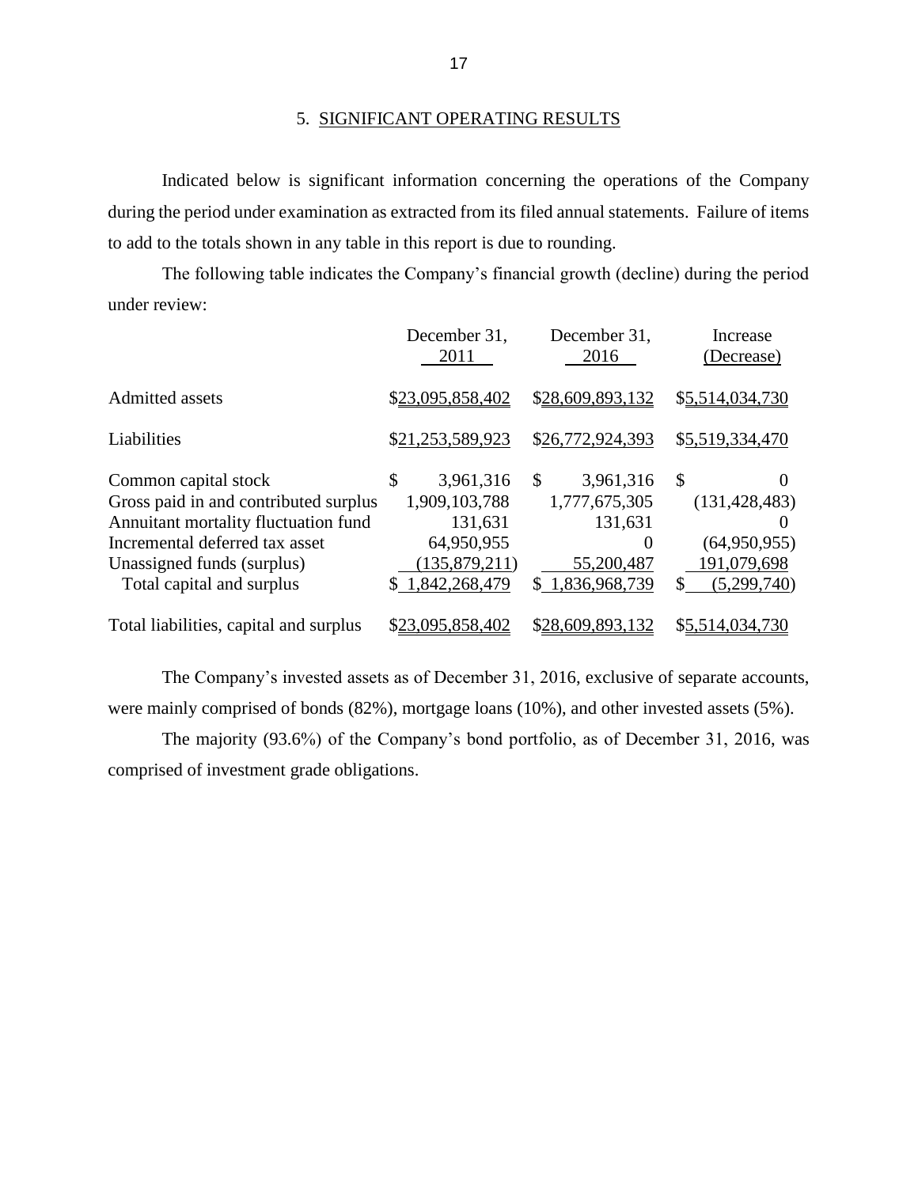## 5. SIGNIFICANT OPERATING RESULTS

Indicated below is significant information concerning the operations of the Company during the period under examination as extracted from its filed annual statements. Failure of items to add to the totals shown in any table in this report is due to rounding.

The following table indicates the Company's financial growth (decline) during the period under review:

| | December 31, 2011 | December 31, 2016 | Increase (Decrease) |
|---|---|---|---|
| Admitted assets | $23,095,858,402 | $28,609,893,132 | $5,514,034,730 |
| Liabilities | $21,253,589,923 | $26,772,924,393 | $5,519,334,470 |
| Common capital stock | $ 3,961,316 | $ 3,961,316 | $ 0 |
| Gross paid in and contributed surplus | 1,909,103,788 | 1,777,675,305 | (131,428,483) |
| Annuitant mortality fluctuation fund | 131,631 | 131,631 | 0 |
| Incremental deferred tax asset | 64,950,955 | 0 | (64,950,955) |
| Unassigned funds (surplus) | (135,879,211) | 55,200,487 | 191,079,698 |
| Total capital and surplus | $ 1,842,268,479 | $ 1,836,968,739 | $ (5,299,740) |
| Total liabilities, capital and surplus | $23,095,858,402 | $28,609,893,132 | $5,514,034,730 |

The Company's invested assets as of December 31, 2016, exclusive of separate accounts, were mainly comprised of bonds (82%), mortgage loans (10%), and other invested assets (5%).

The majority (93.6%) of the Company's bond portfolio, as of December 31, 2016, was comprised of investment grade obligations.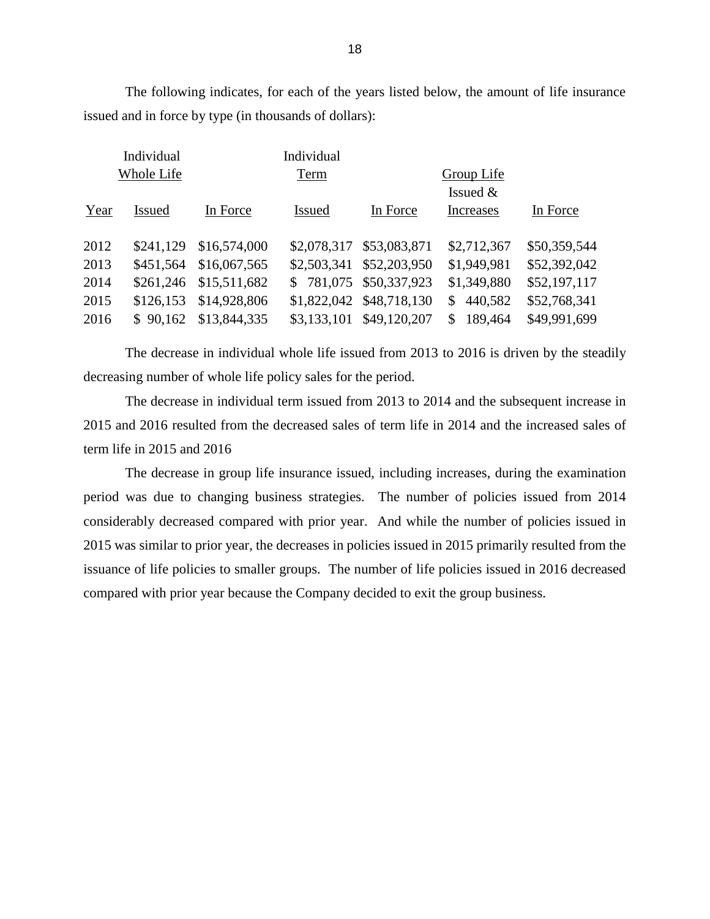The following indicates, for each of the years listed below, the amount of life insurance issued and in force by type (in thousands of dollars):

| | Individual Whole Life | | Individual Term | | Group Life | |
|---|---|---|---|---|---|---|
| Year | Issued | In Force | Issued | In Force | Issued & Increases | In Force |
| 2012 | $241,129 | $16,574,000 | $2,078,317 | $53,083,871 | $2,712,367 | $50,359,544 |
| 2013 | $451,564 | $16,067,565 | $2,503,341 | $52,203,950 | $1,949,981 | $52,392,042 |
| 2014 | $261,246 | $15,511,682 | $ 781,075 | $50,337,923 | $1,349,880 | $52,197,117 |
| 2015 | $126,153 | $14,928,806 | $1,822,042 | $48,718,130 | $ 440,582 | $52,768,341 |
| 2016 | $ 90,162 | $13,844,335 | $3,133,101 | $49,120,207 | $ 189,464 | $49,991,699 |

The decrease in individual whole life issued from 2013 to 2016 is driven by the steadily decreasing number of whole life policy sales for the period.

The decrease in individual term issued from 2013 to 2014 and the subsequent increase in 2015 and 2016 resulted from the decreased sales of term life in 2014 and the increased sales of term life in 2015 and 2016

The decrease in group life insurance issued, including increases, during the examination period was due to changing business strategies. The number of policies issued from 2014 considerably decreased compared with prior year. And while the number of policies issued in 2015 was similar to prior year, the decreases in policies issued in 2015 primarily resulted from the issuance of life policies to smaller groups. The number of life policies issued in 2016 decreased compared with prior year because the Company decided to exit the group business.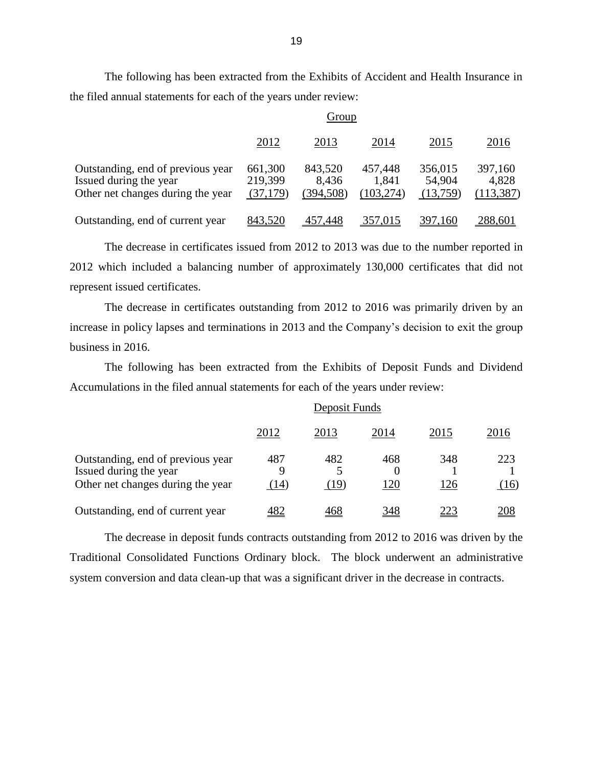The following has been extracted from the Exhibits of Accident and Health Insurance in the filed annual statements for each of the years under review:

| | Group | | | | |
|---|---|---|---|---|---|
| | 2012 | 2013 | 2014 | 2015 | 2016 |
| Outstanding, end of previous year | 661,300 | 843,520 | 457,448 | 356,015 | 397,160 |
| Issued during the year | 219,399 | 8,436 | 1,841 | 54,904 | 4,828 |
| Other net changes during the year | (37,179) | (394,508) | (103,274) | (13,759) | (113,387) |
| Outstanding, end of current year | 843,520 | 457,448 | 357,015 | 397,160 | 288,601 |

The decrease in certificates issued from 2012 to 2013 was due to the number reported in 2012 which included a balancing number of approximately 130,000 certificates that did not represent issued certificates.

The decrease in certificates outstanding from 2012 to 2016 was primarily driven by an increase in policy lapses and terminations in 2013 and the Company's decision to exit the group business in 2016.

The following has been extracted from the Exhibits of Deposit Funds and Dividend Accumulations in the filed annual statements for each of the years under review:

| | Deposit Funds | | | | |
|---|---|---|---|---|---|
| | 2012 | 2013 | 2014 | 2015 | 2016 |
| Outstanding, end of previous year | 487 | 482 | 468 | 348 | 223 |
| Issued during the year | 9 | 5 | 0 | 1 | 1 |
| Other net changes during the year | (14) | (19) | 120 | 126 | (16) |
| Outstanding, end of current year | 482 | 468 | 348 | 223 | 208 |

The decrease in deposit funds contracts outstanding from 2012 to 2016 was driven by the Traditional Consolidated Functions Ordinary block. The block underwent an administrative system conversion and data clean-up that was a significant driver in the decrease in contracts.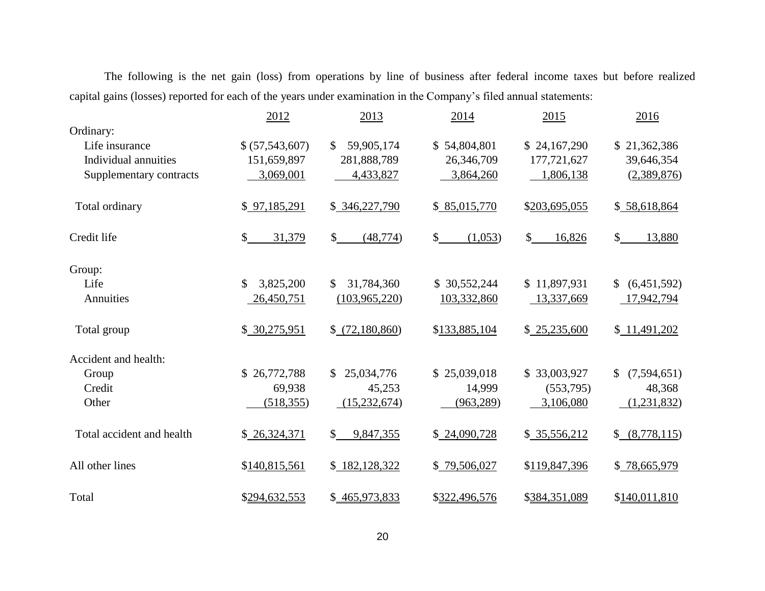The following is the net gain (loss) from operations by line of business after federal income taxes but before realized capital gains (losses) reported for each of the years under examination in the Company's filed annual statements:

| | 2012 | 2013 | 2014 | 2015 | 2016 |
|---|---|---|---|---|---|
| Ordinary: | | | | | |
| Life insurance | $ (57,543,607) | $ 59,905,174 | $ 54,804,801 | $ 24,167,290 | $ 21,362,386 |
| Individual annuities | 151,659,897 | 281,888,789 | 26,346,709 | 177,721,627 | 39,646,354 |
| Supplementary contracts | 3,069,001 | 4,433,827 | 3,864,260 | 1,806,138 | (2,389,876) |
| Total ordinary | $ 97,185,291 | $ 346,227,790 | $ 85,015,770 | $203,695,055 | $ 58,618,864 |
| Credit life | $ 31,379 | $ (48,774) | $ (1,053) | $ 16,826 | $ 13,880 |
| Group: | | | | | |
| Life | $ 3,825,200 | $ 31,784,360 | $ 30,552,244 | $ 11,897,931 | $ (6,451,592) |
| Annuities | 26,450,751 | (103,965,220) | 103,332,860 | 13,337,669 | 17,942,794 |
| Total group | $ 30,275,951 | $ (72,180,860) | $133,885,104 | $ 25,235,600 | $ 11,491,202 |
| Accident and health: | | | | | |
| Group | $ 26,772,788 | $ 25,034,776 | $ 25,039,018 | $ 33,003,927 | $ (7,594,651) |
| Credit | 69,938 | 45,253 | 14,999 | (553,795) | 48,368 |
| Other | (518,355) | (15,232,674) | (963,289) | 3,106,080 | (1,231,832) |
| Total accident and health | $ 26,324,371 | $ 9,847,355 | $ 24,090,728 | $ 35,556,212 | $ (8,778,115) |
| All other lines | $140,815,561 | $ 182,128,322 | $ 79,506,027 | $119,847,396 | $ 78,665,979 |
| Total | $294,632,553 | $ 465,973,833 | $322,496,576 | $384,351,089 | $140,011,810 |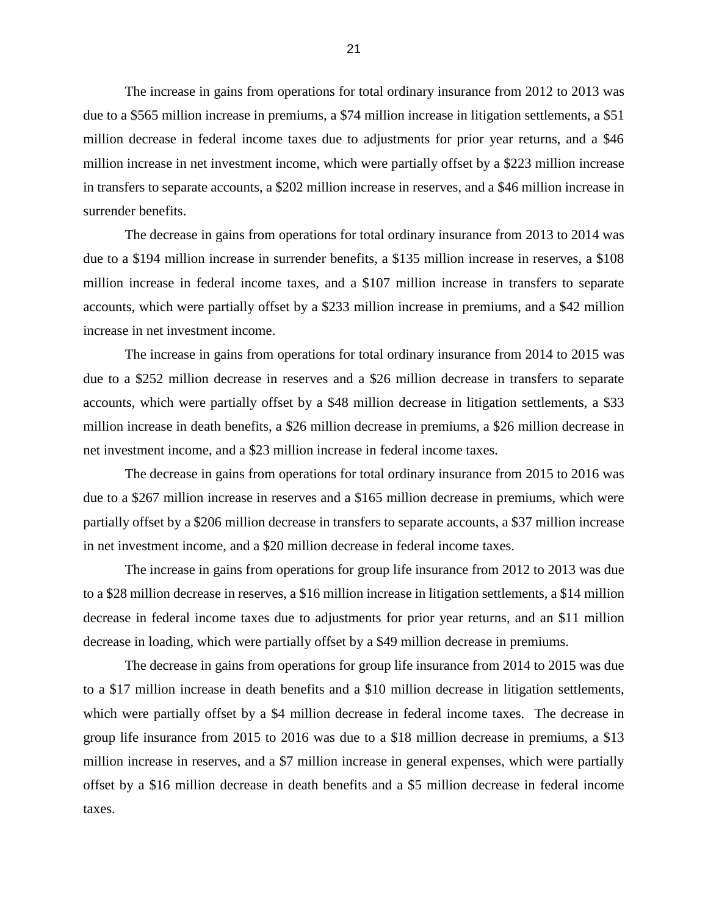The increase in gains from operations for total ordinary insurance from 2012 to 2013 was due to a $565 million increase in premiums, a $74 million increase in litigation settlements, a $51 million decrease in federal income taxes due to adjustments for prior year returns, and a $46 million increase in net investment income, which were partially offset by a $223 million increase in transfers to separate accounts, a $202 million increase in reserves, and a $46 million increase in surrender benefits.

The decrease in gains from operations for total ordinary insurance from 2013 to 2014 was due to a $194 million increase in surrender benefits, a $135 million increase in reserves, a $108 million increase in federal income taxes, and a $107 million increase in transfers to separate accounts, which were partially offset by a $233 million increase in premiums, and a $42 million increase in net investment income.

The increase in gains from operations for total ordinary insurance from 2014 to 2015 was due to a $252 million decrease in reserves and a $26 million decrease in transfers to separate accounts, which were partially offset by a $48 million decrease in litigation settlements, a $33 million increase in death benefits, a $26 million decrease in premiums, a $26 million decrease in net investment income, and a $23 million increase in federal income taxes.

The decrease in gains from operations for total ordinary insurance from 2015 to 2016 was due to a $267 million increase in reserves and a $165 million decrease in premiums, which were partially offset by a $206 million decrease in transfers to separate accounts, a $37 million increase in net investment income, and a $20 million decrease in federal income taxes.

The increase in gains from operations for group life insurance from 2012 to 2013 was due to a $28 million decrease in reserves, a $16 million increase in litigation settlements, a $14 million decrease in federal income taxes due to adjustments for prior year returns, and an $11 million decrease in loading, which were partially offset by a $49 million decrease in premiums.

The decrease in gains from operations for group life insurance from 2014 to 2015 was due to a $17 million increase in death benefits and a $10 million decrease in litigation settlements, which were partially offset by a $4 million decrease in federal income taxes. The decrease in group life insurance from 2015 to 2016 was due to a $18 million decrease in premiums, a $13 million increase in reserves, and a $7 million increase in general expenses, which were partially offset by a $16 million decrease in death benefits and a $5 million decrease in federal income taxes.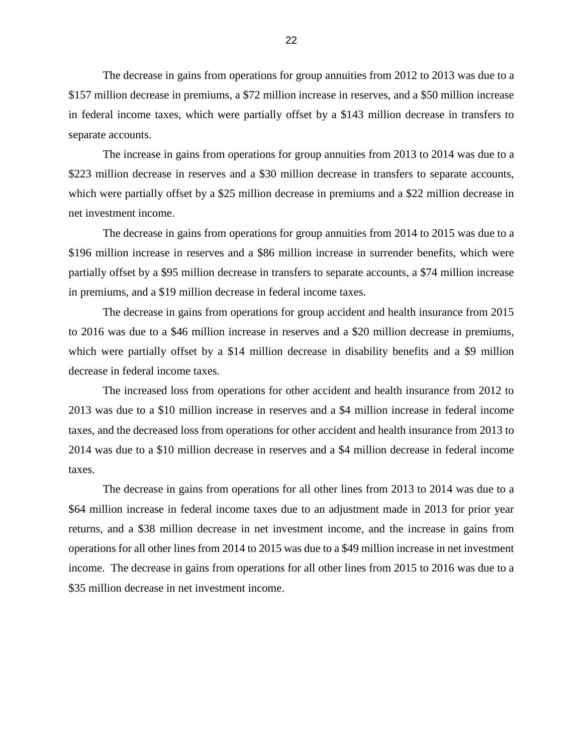The decrease in gains from operations for group annuities from 2012 to 2013 was due to a $157 million decrease in premiums, a $72 million increase in reserves, and a $50 million increase in federal income taxes, which were partially offset by a $143 million decrease in transfers to separate accounts.

The increase in gains from operations for group annuities from 2013 to 2014 was due to a $223 million decrease in reserves and a $30 million decrease in transfers to separate accounts, which were partially offset by a $25 million decrease in premiums and a $22 million decrease in net investment income.

The decrease in gains from operations for group annuities from 2014 to 2015 was due to a $196 million increase in reserves and a $86 million increase in surrender benefits, which were partially offset by a $95 million decrease in transfers to separate accounts, a $74 million increase in premiums, and a $19 million decrease in federal income taxes.

The decrease in gains from operations for group accident and health insurance from 2015 to 2016 was due to a $46 million increase in reserves and a $20 million decrease in premiums, which were partially offset by a $14 million decrease in disability benefits and a $9 million decrease in federal income taxes.

The increased loss from operations for other accident and health insurance from 2012 to 2013 was due to a $10 million increase in reserves and a $4 million increase in federal income taxes, and the decreased loss from operations for other accident and health insurance from 2013 to 2014 was due to a $10 million decrease in reserves and a $4 million decrease in federal income taxes.

The decrease in gains from operations for all other lines from 2013 to 2014 was due to a $64 million increase in federal income taxes due to an adjustment made in 2013 for prior year returns, and a $38 million decrease in net investment income, and the increase in gains from operations for all other lines from 2014 to 2015 was due to a $49 million increase in net investment income. The decrease in gains from operations for all other lines from 2015 to 2016 was due to a $35 million decrease in net investment income.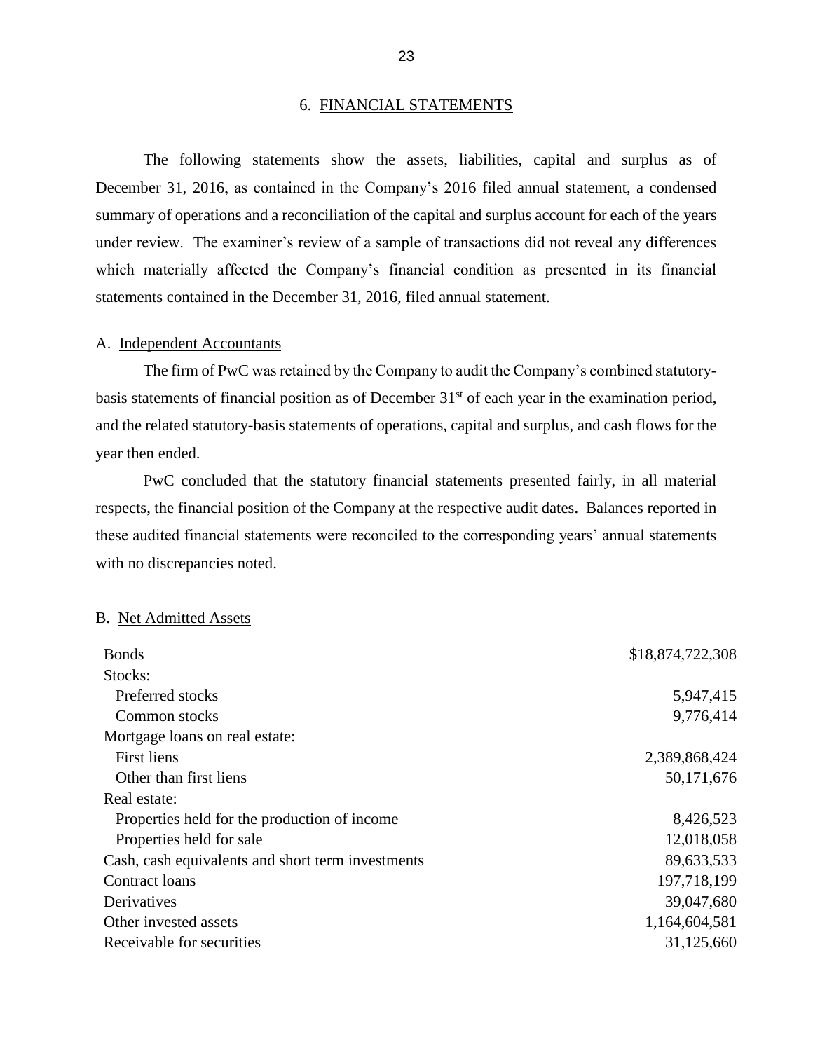## 6. FINANCIAL STATEMENTS

The following statements show the assets, liabilities, capital and surplus as of December 31, 2016, as contained in the Company's 2016 filed annual statement, a condensed summary of operations and a reconciliation of the capital and surplus account for each of the years under review. The examiner's review of a sample of transactions did not reveal any differences which materially affected the Company's financial condition as presented in its financial statements contained in the December 31, 2016, filed annual statement.

### A. Independent Accountants

The firm of PwC was retained by the Company to audit the Company's combined statutory-basis statements of financial position as of December 31st of each year in the examination period, and the related statutory-basis statements of operations, capital and surplus, and cash flows for the year then ended.

PwC concluded that the statutory financial statements presented fairly, in all material respects, the financial position of the Company at the respective audit dates. Balances reported in these audited financial statements were reconciled to the corresponding years' annual statements with no discrepancies noted.

### B. Net Admitted Assets

| | |
|---|---:|
| Bonds | $18,874,722,308 |
| Stocks: | |
| Preferred stocks | 5,947,415 |
| Common stocks | 9,776,414 |
| Mortgage loans on real estate: | |
| First liens | 2,389,868,424 |
| Other than first liens | 50,171,676 |
| Real estate: | |
| Properties held for the production of income | 8,426,523 |
| Properties held for sale | 12,018,058 |
| Cash, cash equivalents and short term investments | 89,633,533 |
| Contract loans | 197,718,199 |
| Derivatives | 39,047,680 |
| Other invested assets | 1,164,604,581 |
| Receivable for securities | 31,125,660 |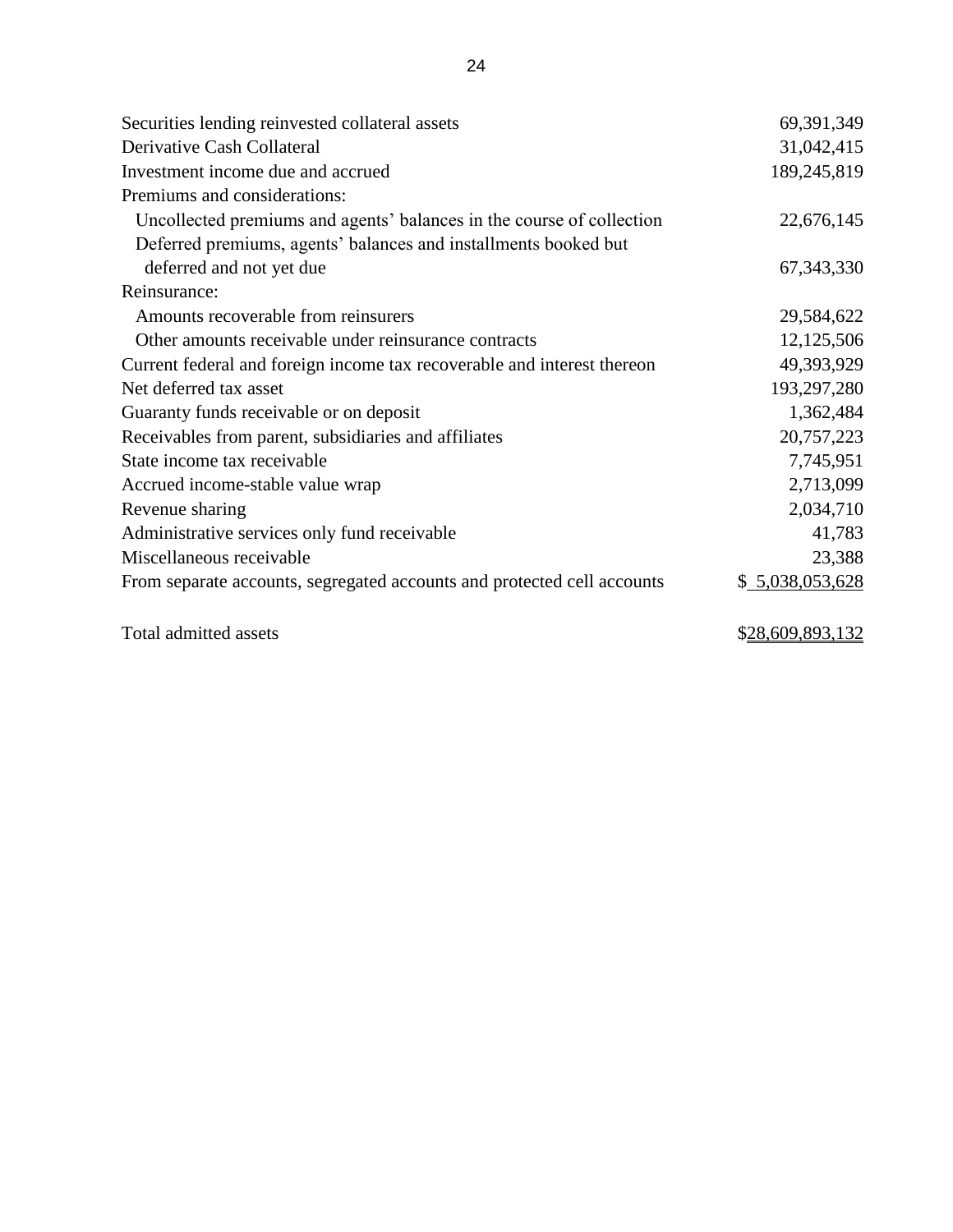| | |
|---|---|
| Securities lending reinvested collateral assets | 69,391,349 |
| Derivative Cash Collateral | 31,042,415 |
| Investment income due and accrued | 189,245,819 |
| Premiums and considerations: | |
| Uncollected premiums and agents' balances in the course of collection | 22,676,145 |
| Deferred premiums, agents' balances and installments booked but deferred and not yet due | 67,343,330 |
| Reinsurance: | |
| Amounts recoverable from reinsurers | 29,584,622 |
| Other amounts receivable under reinsurance contracts | 12,125,506 |
| Current federal and foreign income tax recoverable and interest thereon | 49,393,929 |
| Net deferred tax asset | 193,297,280 |
| Guaranty funds receivable or on deposit | 1,362,484 |
| Receivables from parent, subsidiaries and affiliates | 20,757,223 |
| State income tax receivable | 7,745,951 |
| Accrued income-stable value wrap | 2,713,099 |
| Revenue sharing | 2,034,710 |
| Administrative services only fund receivable | 41,783 |
| Miscellaneous receivable | 23,388 |
| From separate accounts, segregated accounts and protected cell accounts | $ 5,038,053,628 |
| | |
| Total admitted assets | $28,609,893,132 |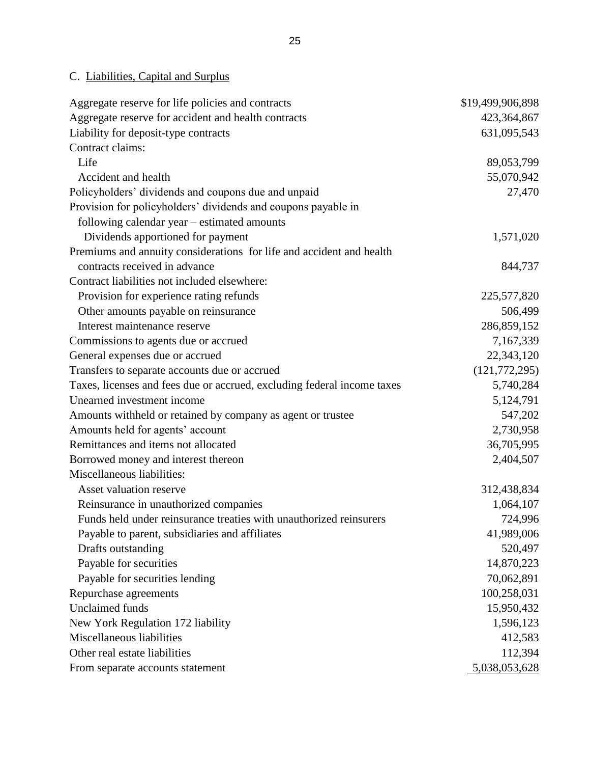## C. Liabilities, Capital and Surplus

| | |
|---|---|
| Aggregate reserve for life policies and contracts | $19,499,906,898 |
| Aggregate reserve for accident and health contracts | 423,364,867 |
| Liability for deposit-type contracts | 631,095,543 |
| Contract claims: | |
| Life | 89,053,799 |
| Accident and health | 55,070,942 |
| Policyholders' dividends and coupons due and unpaid | 27,470 |
| Provision for policyholders' dividends and coupons payable in following calendar year – estimated amounts | |
| Dividends apportioned for payment | 1,571,020 |
| Premiums and annuity considerations for life and accident and health contracts received in advance | 844,737 |
| Contract liabilities not included elsewhere: | |
| Provision for experience rating refunds | 225,577,820 |
| Other amounts payable on reinsurance | 506,499 |
| Interest maintenance reserve | 286,859,152 |
| Commissions to agents due or accrued | 7,167,339 |
| General expenses due or accrued | 22,343,120 |
| Transfers to separate accounts due or accrued | (121,772,295) |
| Taxes, licenses and fees due or accrued, excluding federal income taxes | 5,740,284 |
| Unearned investment income | 5,124,791 |
| Amounts withheld or retained by company as agent or trustee | 547,202 |
| Amounts held for agents' account | 2,730,958 |
| Remittances and items not allocated | 36,705,995 |
| Borrowed money and interest thereon | 2,404,507 |
| Miscellaneous liabilities: | |
| Asset valuation reserve | 312,438,834 |
| Reinsurance in unauthorized companies | 1,064,107 |
| Funds held under reinsurance treaties with unauthorized reinsurers | 724,996 |
| Payable to parent, subsidiaries and affiliates | 41,989,006 |
| Drafts outstanding | 520,497 |
| Payable for securities | 14,870,223 |
| Payable for securities lending | 70,062,891 |
| Repurchase agreements | 100,258,031 |
| Unclaimed funds | 15,950,432 |
| New York Regulation 172 liability | 1,596,123 |
| Miscellaneous liabilities | 412,583 |
| Other real estate liabilities | 112,394 |
| From separate accounts statement | 5,038,053,628 |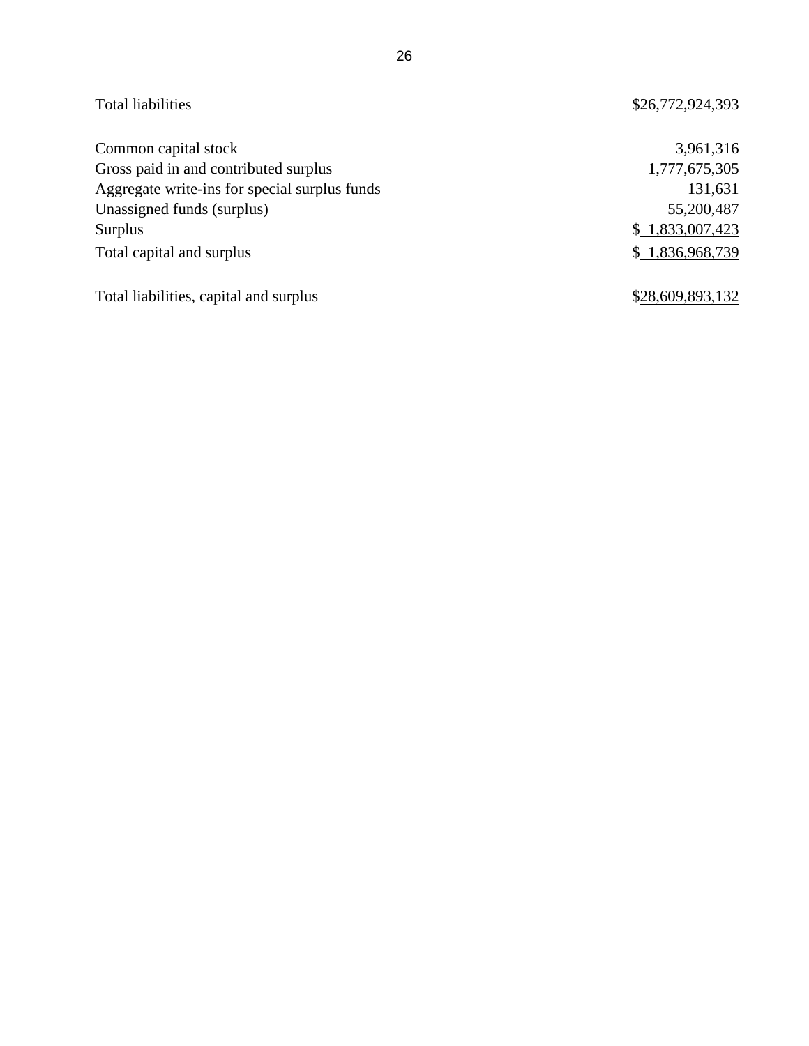| | |
|---|---|
| Total liabilities | $26,772,924,393 |
| | |
| Common capital stock | 3,961,316 |
| Gross paid in and contributed surplus | 1,777,675,305 |
| Aggregate write-ins for special surplus funds | 131,631 |
| Unassigned funds (surplus) | 55,200,487 |
| Surplus | $ 1,833,007,423 |
| Total capital and surplus | $ 1,836,968,739 |
| | |
| Total liabilities, capital and surplus | $28,609,893,132 |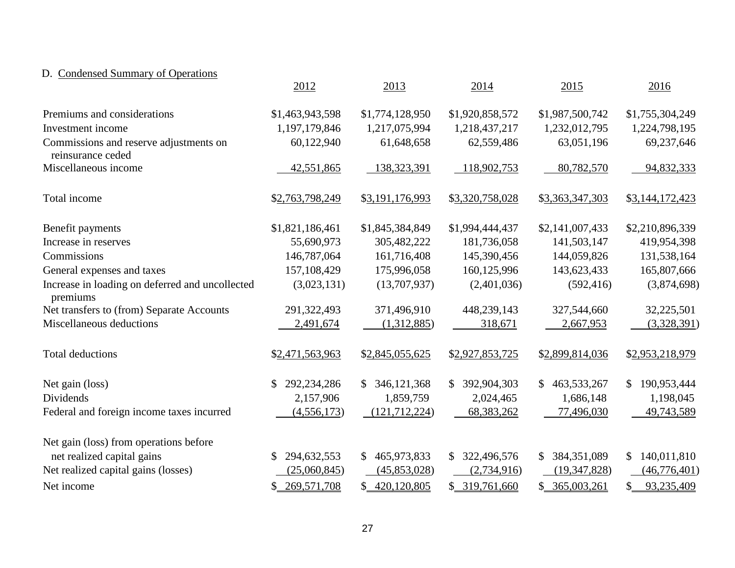D. Condensed Summary of Operations

| | 2012 | 2013 | 2014 | 2015 | 2016 |
|---|---|---|---|---|---|
| Premiums and considerations | $1,463,943,598 | $1,774,128,950 | $1,920,858,572 | $1,987,500,742 | $1,755,304,249 |
| Investment income | 1,197,179,846 | 1,217,075,994 | 1,218,437,217 | 1,232,012,795 | 1,224,798,195 |
| Commissions and reserve adjustments on reinsurance ceded | 60,122,940 | 61,648,658 | 62,559,486 | 63,051,196 | 69,237,646 |
| Miscellaneous income | 42,551,865 | 138,323,391 | 118,902,753 | 80,782,570 | 94,832,333 |
| Total income | $2,763,798,249 | $3,191,176,993 | $3,320,758,028 | $3,363,347,303 | $3,144,172,423 |
| Benefit payments | $1,821,186,461 | $1,845,384,849 | $1,994,444,437 | $2,141,007,433 | $2,210,896,339 |
| Increase in reserves | 55,690,973 | 305,482,222 | 181,736,058 | 141,503,147 | 419,954,398 |
| Commissions | 146,787,064 | 161,716,408 | 145,390,456 | 144,059,826 | 131,538,164 |
| General expenses and taxes | 157,108,429 | 175,996,058 | 160,125,996 | 143,623,433 | 165,807,666 |
| Increase in loading on deferred and uncollected premiums | (3,023,131) | (13,707,937) | (2,401,036) | (592,416) | (3,874,698) |
| Net transfers to (from) Separate Accounts | 291,322,493 | 371,496,910 | 448,239,143 | 327,544,660 | 32,225,501 |
| Miscellaneous deductions | 2,491,674 | (1,312,885) | 318,671 | 2,667,953 | (3,328,391) |
| Total deductions | $2,471,563,963 | $2,845,055,625 | $2,927,853,725 | $2,899,814,036 | $2,953,218,979 |
| Net gain (loss) | $ 292,234,286 | $ 346,121,368 | $ 392,904,303 | $ 463,533,267 | $ 190,953,444 |
| Dividends | 2,157,906 | 1,859,759 | 2,024,465 | 1,686,148 | 1,198,045 |
| Federal and foreign income taxes incurred | (4,556,173) | (121,712,224) | 68,383,262 | 77,496,030 | 49,743,589 |
| Net gain (loss) from operations before net realized capital gains | $ 294,632,553 | $ 465,973,833 | $ 322,496,576 | $ 384,351,089 | $ 140,011,810 |
| Net realized capital gains (losses) | (25,060,845) | (45,853,028) | (2,734,916) | (19,347,828) | (46,776,401) |
| Net income | $ 269,571,708 | $ 420,120,805 | $ 319,761,660 | $ 365,003,261 | $ 93,235,409 |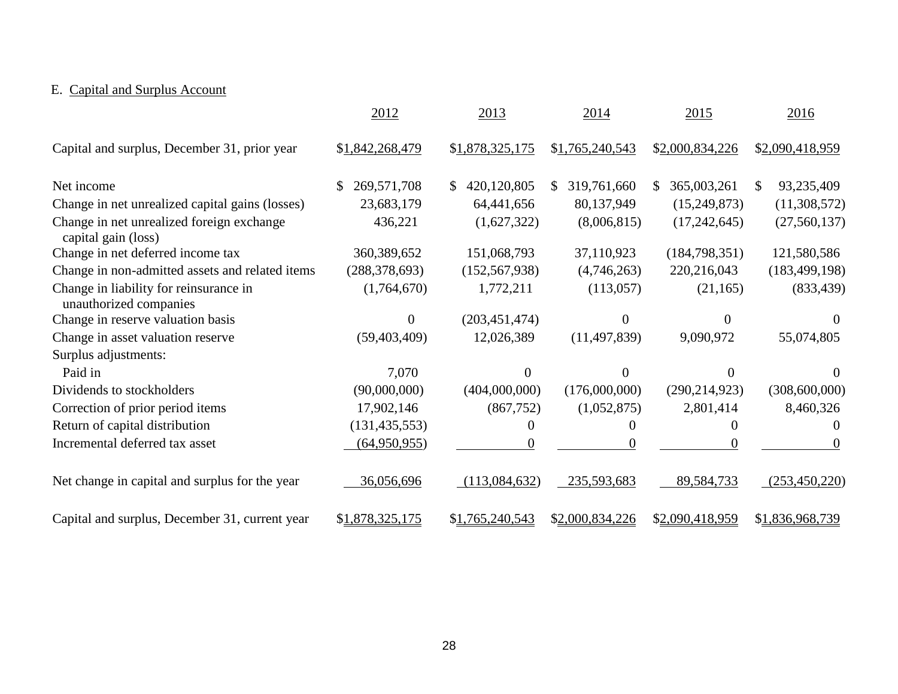E. Capital and Surplus Account

| | 2012 | 2013 | 2014 | 2015 | 2016 |
|---|---|---|---|---|---|
| Capital and surplus, December 31, prior year | $1,842,268,479 | $1,878,325,175 | $1,765,240,543 | $2,000,834,226 | $2,090,418,959 |
| Net income | $ 269,571,708 | $ 420,120,805 | $ 319,761,660 | $ 365,003,261 | $ 93,235,409 |
| Change in net unrealized capital gains (losses) | 23,683,179 | 64,441,656 | 80,137,949 | (15,249,873) | (11,308,572) |
| Change in net unrealized foreign exchange capital gain (loss) | 436,221 | (1,627,322) | (8,006,815) | (17,242,645) | (27,560,137) |
| Change in net deferred income tax | 360,389,652 | 151,068,793 | 37,110,923 | (184,798,351) | 121,580,586 |
| Change in non-admitted assets and related items | (288,378,693) | (152,567,938) | (4,746,263) | 220,216,043 | (183,499,198) |
| Change in liability for reinsurance in unauthorized companies | (1,764,670) | 1,772,211 | (113,057) | (21,165) | (833,439) |
| Change in reserve valuation basis | 0 | (203,451,474) | 0 | 0 | 0 |
| Change in asset valuation reserve | (59,403,409) | 12,026,389 | (11,497,839) | 9,090,972 | 55,074,805 |
| Surplus adjustments: | | | | | |
| Paid in | 7,070 | 0 | 0 | 0 | 0 |
| Dividends to stockholders | (90,000,000) | (404,000,000) | (176,000,000) | (290,214,923) | (308,600,000) |
| Correction of prior period items | 17,902,146 | (867,752) | (1,052,875) | 2,801,414 | 8,460,326 |
| Return of capital distribution | (131,435,553) | 0 | 0 | 0 | 0 |
| Incremental deferred tax asset | (64,950,955) | 0 | 0 | 0 | 0 |
| Net change in capital and surplus for the year | 36,056,696 | (113,084,632) | 235,593,683 | 89,584,733 | (253,450,220) |
| Capital and surplus, December 31, current year | $1,878,325,175 | $1,765,240,543 | $2,000,834,226 | $2,090,418,959 | $1,836,968,739 |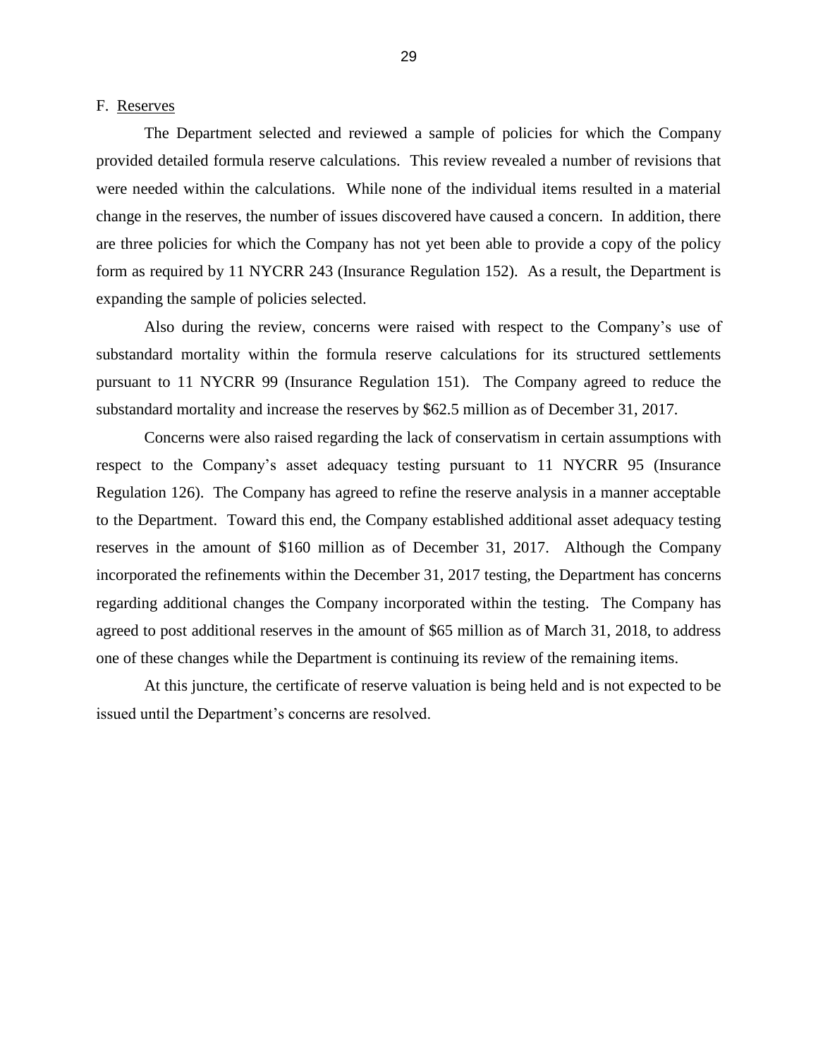## F. Reserves

The Department selected and reviewed a sample of policies for which the Company provided detailed formula reserve calculations. This review revealed a number of revisions that were needed within the calculations. While none of the individual items resulted in a material change in the reserves, the number of issues discovered have caused a concern. In addition, there are three policies for which the Company has not yet been able to provide a copy of the policy form as required by 11 NYCRR 243 (Insurance Regulation 152). As a result, the Department is expanding the sample of policies selected.

Also during the review, concerns were raised with respect to the Company's use of substandard mortality within the formula reserve calculations for its structured settlements pursuant to 11 NYCRR 99 (Insurance Regulation 151). The Company agreed to reduce the substandard mortality and increase the reserves by $62.5 million as of December 31, 2017.

Concerns were also raised regarding the lack of conservatism in certain assumptions with respect to the Company's asset adequacy testing pursuant to 11 NYCRR 95 (Insurance Regulation 126). The Company has agreed to refine the reserve analysis in a manner acceptable to the Department. Toward this end, the Company established additional asset adequacy testing reserves in the amount of $160 million as of December 31, 2017. Although the Company incorporated the refinements within the December 31, 2017 testing, the Department has concerns regarding additional changes the Company incorporated within the testing. The Company has agreed to post additional reserves in the amount of $65 million as of March 31, 2018, to address one of these changes while the Department is continuing its review of the remaining items.

At this juncture, the certificate of reserve valuation is being held and is not expected to be issued until the Department's concerns are resolved.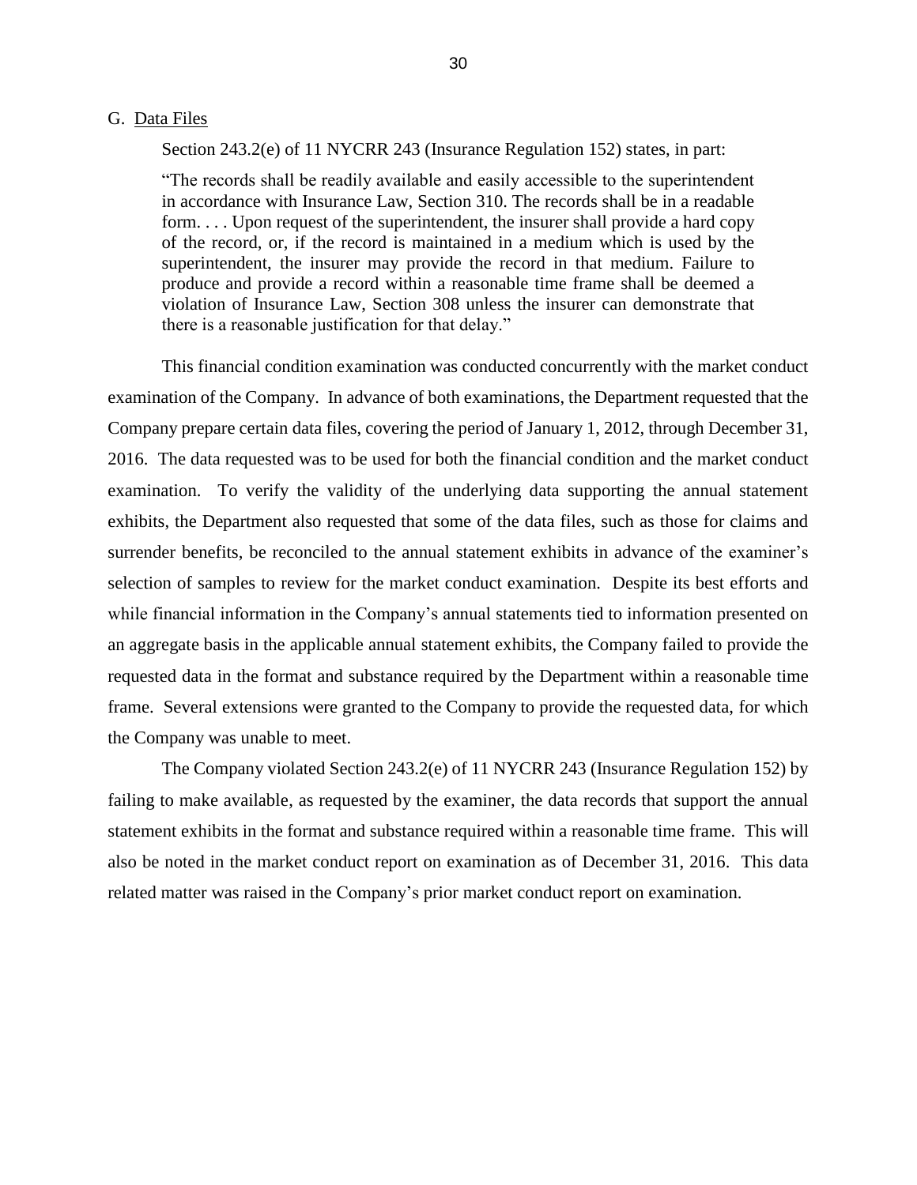## G. Data Files

Section 243.2(e) of 11 NYCRR 243 (Insurance Regulation 152) states, in part:

> "The records shall be readily available and easily accessible to the superintendent in accordance with Insurance Law, Section 310. The records shall be in a readable form. . . . Upon request of the superintendent, the insurer shall provide a hard copy of the record, or, if the record is maintained in a medium which is used by the superintendent, the insurer may provide the record in that medium. Failure to produce and provide a record within a reasonable time frame shall be deemed a violation of Insurance Law, Section 308 unless the insurer can demonstrate that there is a reasonable justification for that delay."

This financial condition examination was conducted concurrently with the market conduct examination of the Company. In advance of both examinations, the Department requested that the Company prepare certain data files, covering the period of January 1, 2012, through December 31, 2016. The data requested was to be used for both the financial condition and the market conduct examination. To verify the validity of the underlying data supporting the annual statement exhibits, the Department also requested that some of the data files, such as those for claims and surrender benefits, be reconciled to the annual statement exhibits in advance of the examiner's selection of samples to review for the market conduct examination. Despite its best efforts and while financial information in the Company's annual statements tied to information presented on an aggregate basis in the applicable annual statement exhibits, the Company failed to provide the requested data in the format and substance required by the Department within a reasonable time frame. Several extensions were granted to the Company to provide the requested data, for which the Company was unable to meet.

The Company violated Section 243.2(e) of 11 NYCRR 243 (Insurance Regulation 152) by failing to make available, as requested by the examiner, the data records that support the annual statement exhibits in the format and substance required within a reasonable time frame. This will also be noted in the market conduct report on examination as of December 31, 2016. This data related matter was raised in the Company's prior market conduct report on examination.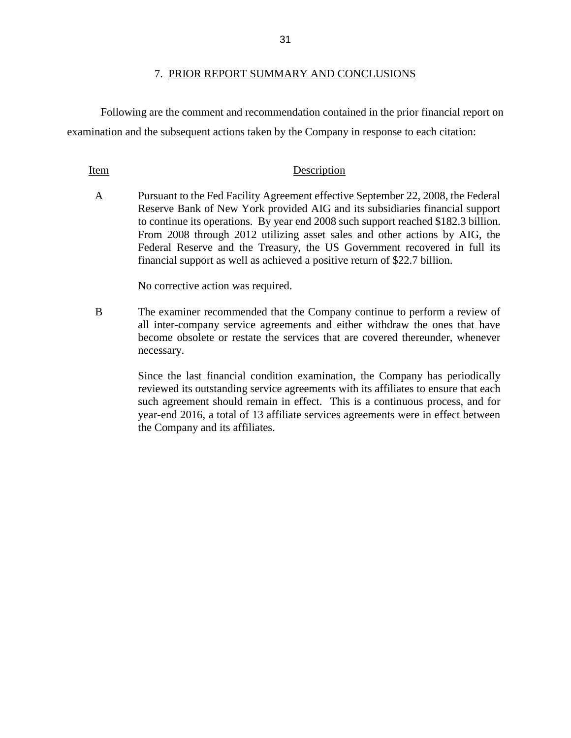## 7. PRIOR REPORT SUMMARY AND CONCLUSIONS

Following are the comment and recommendation contained in the prior financial report on examination and the subsequent actions taken by the Company in response to each citation:

| Item | Description |
|---|---|
| A | Pursuant to the Fed Facility Agreement effective September 22, 2008, the Federal Reserve Bank of New York provided AIG and its subsidiaries financial support to continue its operations. By year end 2008 such support reached $182.3 billion. From 2008 through 2012 utilizing asset sales and other actions by AIG, the Federal Reserve and the Treasury, the US Government recovered in full its financial support as well as achieved a positive return of $22.7 billion.<br><br>No corrective action was required. |
| B | The examiner recommended that the Company continue to perform a review of all inter-company service agreements and either withdraw the ones that have become obsolete or restate the services that are covered thereunder, whenever necessary.<br><br>Since the last financial condition examination, the Company has periodically reviewed its outstanding service agreements with its affiliates to ensure that each such agreement should remain in effect. This is a continuous process, and for year-end 2016, a total of 13 affiliate services agreements were in effect between the Company and its affiliates. |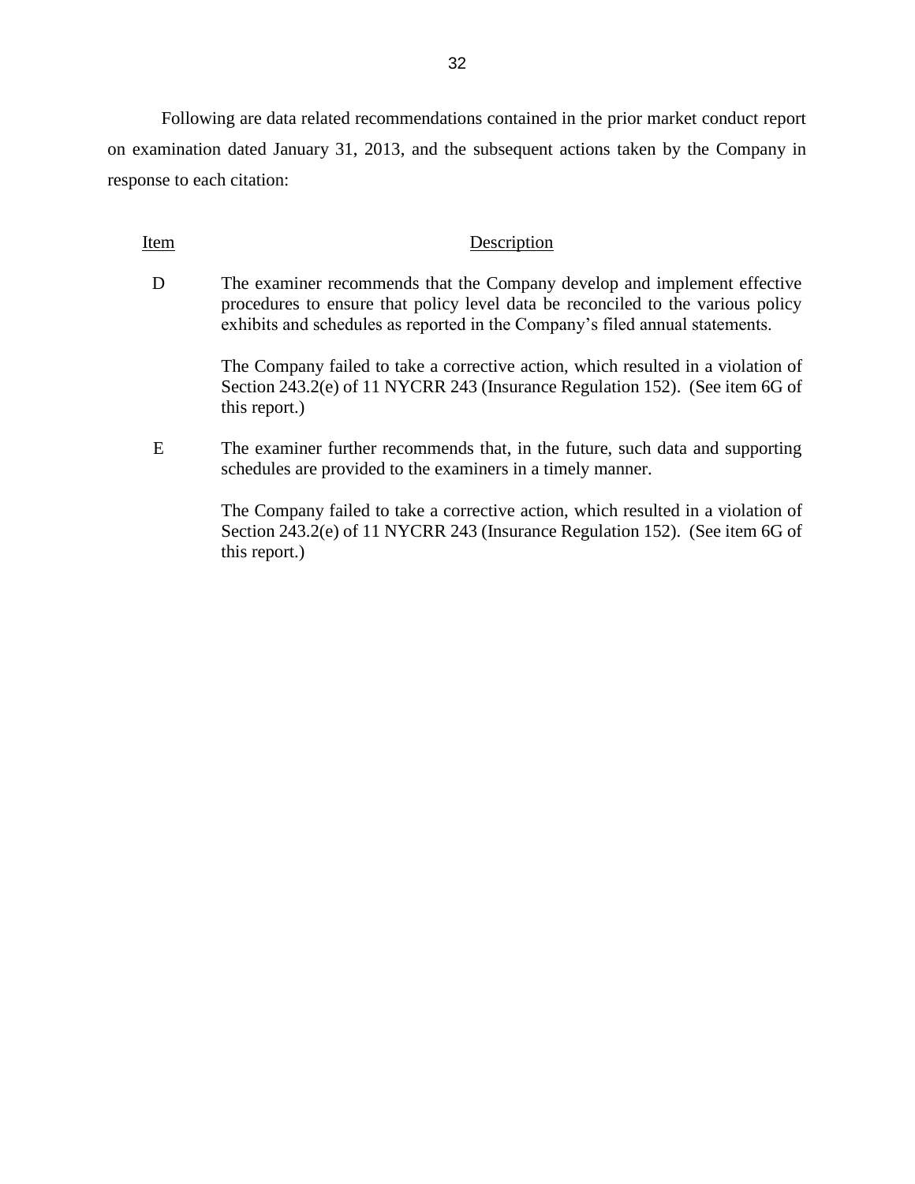Following are data related recommendations contained in the prior market conduct report on examination dated January 31, 2013, and the subsequent actions taken by the Company in response to each citation:

| Item | Description |
|---|---|
| D | The examiner recommends that the Company develop and implement effective procedures to ensure that policy level data be reconciled to the various policy exhibits and schedules as reported in the Company's filed annual statements.<br><br>The Company failed to take a corrective action, which resulted in a violation of Section 243.2(e) of 11 NYCRR 243 (Insurance Regulation 152). (See item 6G of this report.) |
| E | The examiner further recommends that, in the future, such data and supporting schedules are provided to the examiners in a timely manner.<br><br>The Company failed to take a corrective action, which resulted in a violation of Section 243.2(e) of 11 NYCRR 243 (Insurance Regulation 152). (See item 6G of this report.) |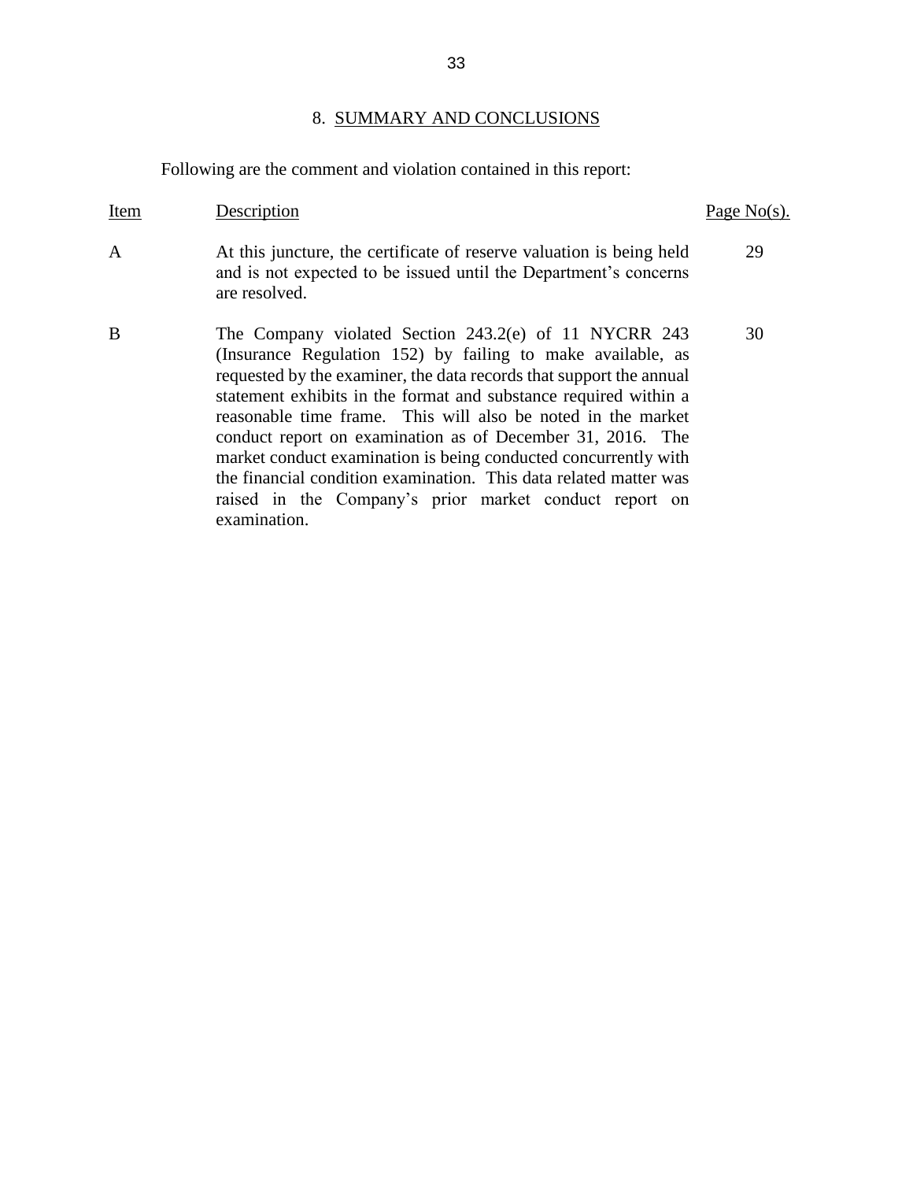## 8. SUMMARY AND CONCLUSIONS

Following are the comment and violation contained in this report:

| Item | Description | Page No(s). |
|---|---|---|
| A | At this juncture, the certificate of reserve valuation is being held and is not expected to be issued until the Department's concerns are resolved. | 29 |
| B | The Company violated Section 243.2(e) of 11 NYCRR 243 (Insurance Regulation 152) by failing to make available, as requested by the examiner, the data records that support the annual statement exhibits in the format and substance required within a reasonable time frame. This will also be noted in the market conduct report on examination as of December 31, 2016. The market conduct examination is being conducted concurrently with the financial condition examination. This data related matter was raised in the Company's prior market conduct report on examination. | 30 |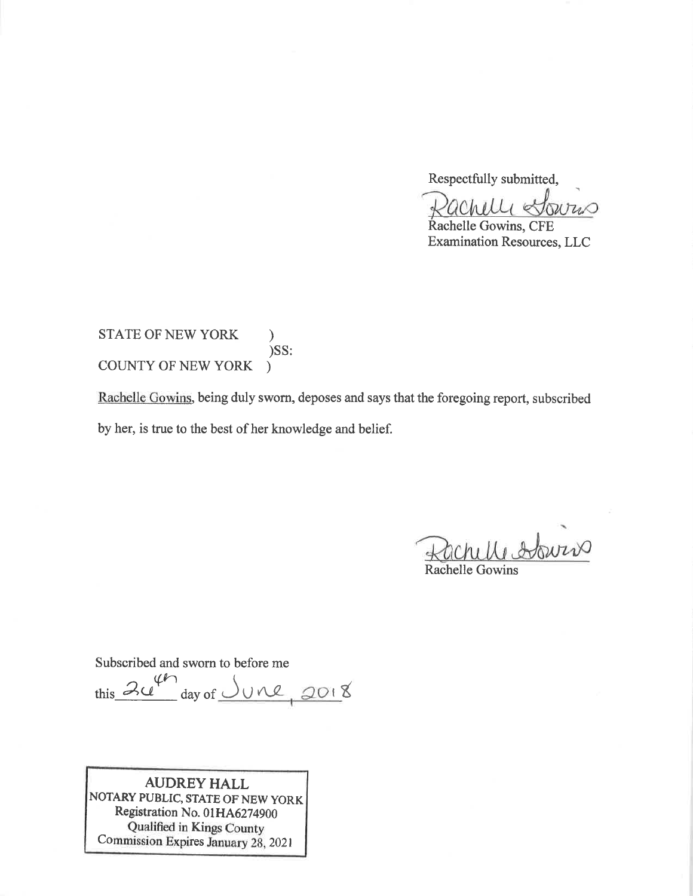Respectfully submitted,

Rachelle Gowins

Rachelle Gowins, CFE
Examination Resources, LLC

STATE OF NEW YORK )
)SS:
COUNTY OF NEW YORK )

Rachelle Gowins, being duly sworn, deposes and says that the foregoing report, subscribed by her, is true to the best of her knowledge and belief.

Rachelle Gowins

Rachelle Gowins

Subscribed and sworn to before me
this 26th day of June, 2018

AUDREY HALL
NOTARY PUBLIC, STATE OF NEW YORK
Registration No. 01HA6274900
Qualified in Kings County
Commission Expires January 28, 2021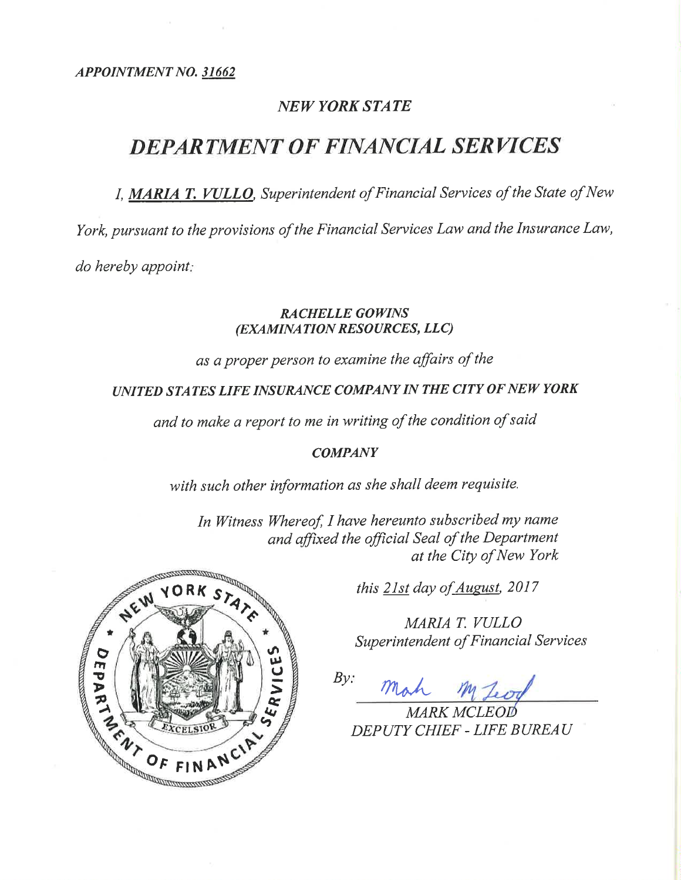*APPOINTMENT NO. 31662*

*NEW YORK STATE*

# *DEPARTMENT OF FINANCIAL SERVICES*

*I, MARIA T. VULLO, Superintendent of Financial Services of the State of New York, pursuant to the provisions of the Financial Services Law and the Insurance Law, do hereby appoint:*

***RACHELLE GOWINS***
***(EXAMINATION RESOURCES, LLC)***

*as a proper person to examine the affairs of the*

*UNITED STATES LIFE INSURANCE COMPANY IN THE CITY OF NEW YORK*

*and to make a report to me in writing of the condition of said*

***COMPANY***

*with such other information as she shall deem requisite.*

*In Witness Whereof, I have hereunto subscribed my name and affixed the official Seal of the Department at the City of New York*

*this 21st day of August, 2017*

*MARIA T. VULLO*
*Superintendent of Financial Services*

*By:* Mark McLeod

*MARK MCLEOD*
*DEPUTY CHIEF - LIFE BUREAU*